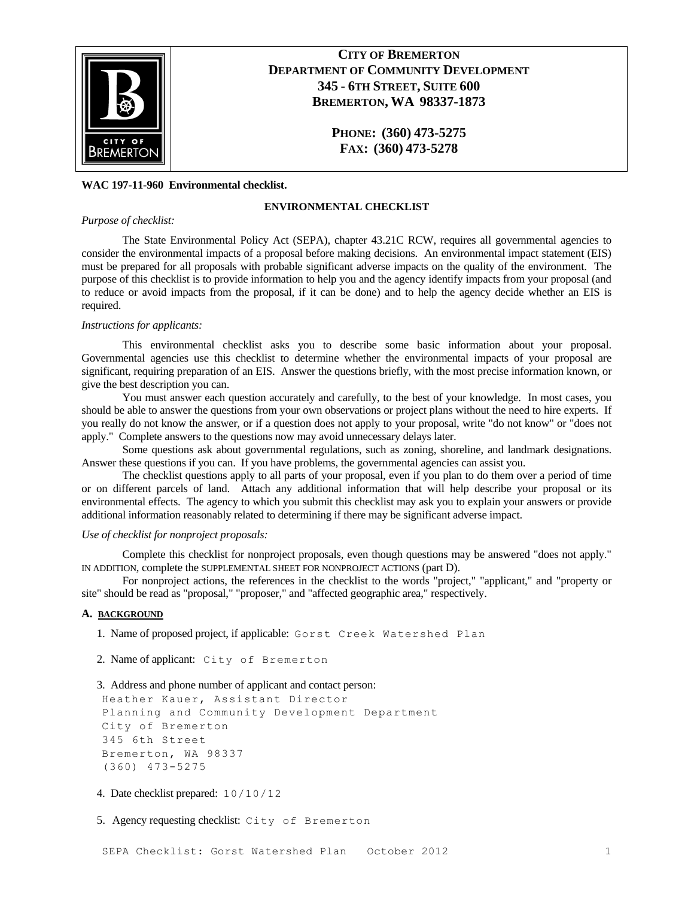**CITY OF BREMERTON**
**DEPARTMENT OF COMMUNITY DEVELOPMENT**
**345 - 6TH STREET, SUITE 600**
**BREMERTON, WA 98337-1873**

**PHONE: (360) 473-5275**
**FAX: (360) 473-5278**

**WAC 197-11-960 Environmental checklist.**

## ENVIRONMENTAL CHECKLIST

*Purpose of checklist:*

The State Environmental Policy Act (SEPA), chapter 43.21C RCW, requires all governmental agencies to consider the environmental impacts of a proposal before making decisions. An environmental impact statement (EIS) must be prepared for all proposals with probable significant adverse impacts on the quality of the environment. The purpose of this checklist is to provide information to help you and the agency identify impacts from your proposal (and to reduce or avoid impacts from the proposal, if it can be done) and to help the agency decide whether an EIS is required.

*Instructions for applicants:*

This environmental checklist asks you to describe some basic information about your proposal. Governmental agencies use this checklist to determine whether the environmental impacts of your proposal are significant, requiring preparation of an EIS. Answer the questions briefly, with the most precise information known, or give the best description you can.

You must answer each question accurately and carefully, to the best of your knowledge. In most cases, you should be able to answer the questions from your own observations or project plans without the need to hire experts. If you really do not know the answer, or if a question does not apply to your proposal, write "do not know" or "does not apply." Complete answers to the questions now may avoid unnecessary delays later.

Some questions ask about governmental regulations, such as zoning, shoreline, and landmark designations. Answer these questions if you can. If you have problems, the governmental agencies can assist you.

The checklist questions apply to all parts of your proposal, even if you plan to do them over a period of time or on different parcels of land. Attach any additional information that will help describe your proposal or its environmental effects. The agency to which you submit this checklist may ask you to explain your answers or provide additional information reasonably related to determining if there may be significant adverse impact.

*Use of checklist for nonproject proposals:*

Complete this checklist for nonproject proposals, even though questions may be answered "does not apply." IN ADDITION, complete the SUPPLEMENTAL SHEET FOR NONPROJECT ACTIONS (part D).

For nonproject actions, the references in the checklist to the words "project," "applicant," and "property or site" should be read as "proposal," "proposer," and "affected geographic area," respectively.

### A. BACKGROUND

1. Name of proposed project, if applicable: Gorst Creek Watershed Plan

2. Name of applicant: City of Bremerton

3. Address and phone number of applicant and contact person:
   Heather Kauer, Assistant Director
   Planning and Community Development Department
   City of Bremerton
   345 6th Street
   Bremerton, WA 98337
   (360) 473-5275

4. Date checklist prepared: 10/10/12

5. Agency requesting checklist: City of Bremerton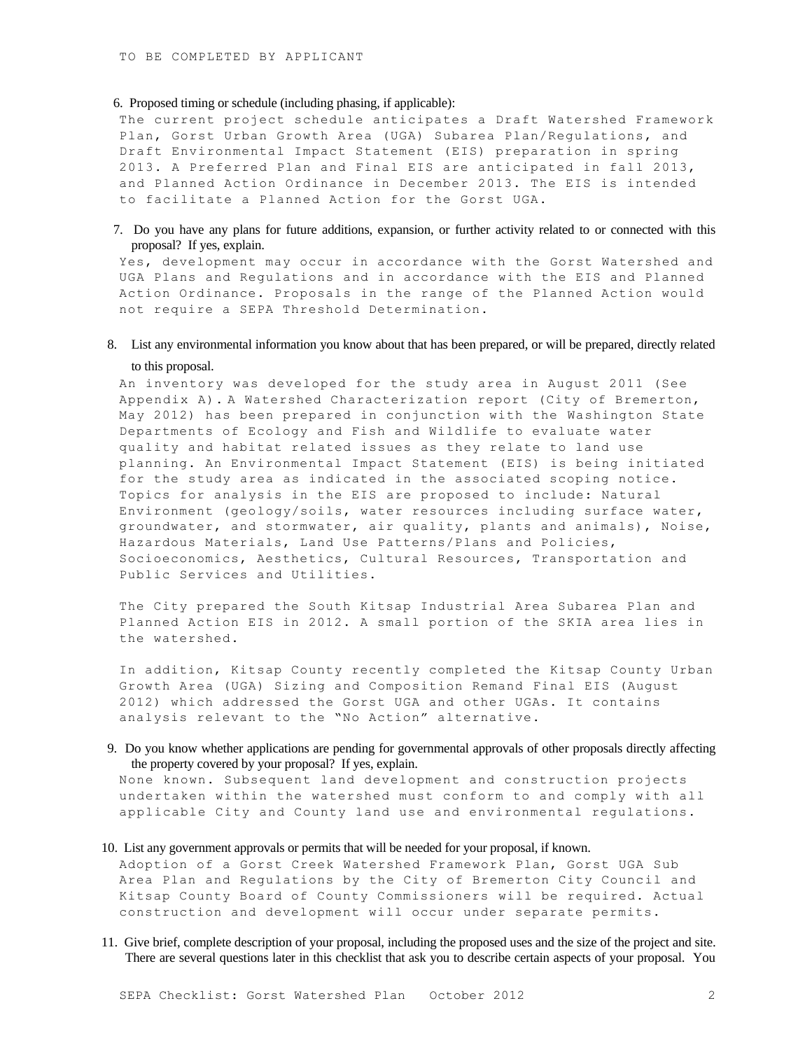TO BE COMPLETED BY APPLICANT

6. Proposed timing or schedule (including phasing, if applicable):

The current project schedule anticipates a Draft Watershed Framework Plan, Gorst Urban Growth Area (UGA) Subarea Plan/Regulations, and Draft Environmental Impact Statement (EIS) preparation in spring 2013. A Preferred Plan and Final EIS are anticipated in fall 2013, and Planned Action Ordinance in December 2013. The EIS is intended to facilitate a Planned Action for the Gorst UGA.

7. Do you have any plans for future additions, expansion, or further activity related to or connected with this proposal? If yes, explain.

Yes, development may occur in accordance with the Gorst Watershed and UGA Plans and Regulations and in accordance with the EIS and Planned Action Ordinance. Proposals in the range of the Planned Action would not require a SEPA Threshold Determination.

8. List any environmental information you know about that has been prepared, or will be prepared, directly related to this proposal.

An inventory was developed for the study area in August 2011 (See Appendix A). A Watershed Characterization report (City of Bremerton, May 2012) has been prepared in conjunction with the Washington State Departments of Ecology and Fish and Wildlife to evaluate water quality and habitat related issues as they relate to land use planning. An Environmental Impact Statement (EIS) is being initiated for the study area as indicated in the associated scoping notice. Topics for analysis in the EIS are proposed to include: Natural Environment (geology/soils, water resources including surface water, groundwater, and stormwater, air quality, plants and animals), Noise, Hazardous Materials, Land Use Patterns/Plans and Policies, Socioeconomics, Aesthetics, Cultural Resources, Transportation and Public Services and Utilities.

The City prepared the South Kitsap Industrial Area Subarea Plan and Planned Action EIS in 2012. A small portion of the SKIA area lies in the watershed.

In addition, Kitsap County recently completed the Kitsap County Urban Growth Area (UGA) Sizing and Composition Remand Final EIS (August 2012) which addressed the Gorst UGA and other UGAs. It contains analysis relevant to the "No Action" alternative.

9. Do you know whether applications are pending for governmental approvals of other proposals directly affecting the property covered by your proposal? If yes, explain.

None known. Subsequent land development and construction projects undertaken within the watershed must conform to and comply with all applicable City and County land use and environmental regulations.

10. List any government approvals or permits that will be needed for your proposal, if known.

Adoption of a Gorst Creek Watershed Framework Plan, Gorst UGA Sub Area Plan and Regulations by the City of Bremerton City Council and Kitsap County Board of County Commissioners will be required. Actual construction and development will occur under separate permits.

11. Give brief, complete description of your proposal, including the proposed uses and the size of the project and site. There are several questions later in this checklist that ask you to describe certain aspects of your proposal. You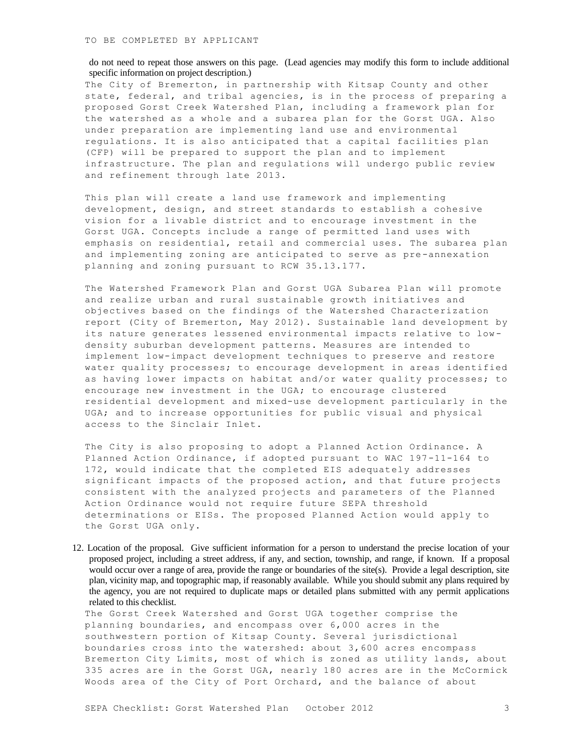TO BE COMPLETED BY APPLICANT

do not need to repeat those answers on this page. (Lead agencies may modify this form to include additional specific information on project description.)

The City of Bremerton, in partnership with Kitsap County and other state, federal, and tribal agencies, is in the process of preparing a proposed Gorst Creek Watershed Plan, including a framework plan for the watershed as a whole and a subarea plan for the Gorst UGA. Also under preparation are implementing land use and environmental regulations. It is also anticipated that a capital facilities plan (CFP) will be prepared to support the plan and to implement infrastructure. The plan and regulations will undergo public review and refinement through late 2013.

This plan will create a land use framework and implementing development, design, and street standards to establish a cohesive vision for a livable district and to encourage investment in the Gorst UGA. Concepts include a range of permitted land uses with emphasis on residential, retail and commercial uses. The subarea plan and implementing zoning are anticipated to serve as pre-annexation planning and zoning pursuant to RCW 35.13.177.

The Watershed Framework Plan and Gorst UGA Subarea Plan will promote and realize urban and rural sustainable growth initiatives and objectives based on the findings of the Watershed Characterization report (City of Bremerton, May 2012). Sustainable land development by its nature generates lessened environmental impacts relative to low-density suburban development patterns. Measures are intended to implement low-impact development techniques to preserve and restore water quality processes; to encourage development in areas identified as having lower impacts on habitat and/or water quality processes; to encourage new investment in the UGA; to encourage clustered residential development and mixed-use development particularly in the UGA; and to increase opportunities for public visual and physical access to the Sinclair Inlet.

The City is also proposing to adopt a Planned Action Ordinance. A Planned Action Ordinance, if adopted pursuant to WAC 197-11-164 to 172, would indicate that the completed EIS adequately addresses significant impacts of the proposed action, and that future projects consistent with the analyzed projects and parameters of the Planned Action Ordinance would not require future SEPA threshold determinations or EISs. The proposed Planned Action would apply to the Gorst UGA only.

12. Location of the proposal. Give sufficient information for a person to understand the precise location of your proposed project, including a street address, if any, and section, township, and range, if known. If a proposal would occur over a range of area, provide the range or boundaries of the site(s). Provide a legal description, site plan, vicinity map, and topographic map, if reasonably available. While you should submit any plans required by the agency, you are not required to duplicate maps or detailed plans submitted with any permit applications related to this checklist.

The Gorst Creek Watershed and Gorst UGA together comprise the planning boundaries, and encompass over 6,000 acres in the southwestern portion of Kitsap County. Several jurisdictional boundaries cross into the watershed: about 3,600 acres encompass Bremerton City Limits, most of which is zoned as utility lands, about 335 acres are in the Gorst UGA, nearly 180 acres are in the McCormick Woods area of the City of Port Orchard, and the balance of about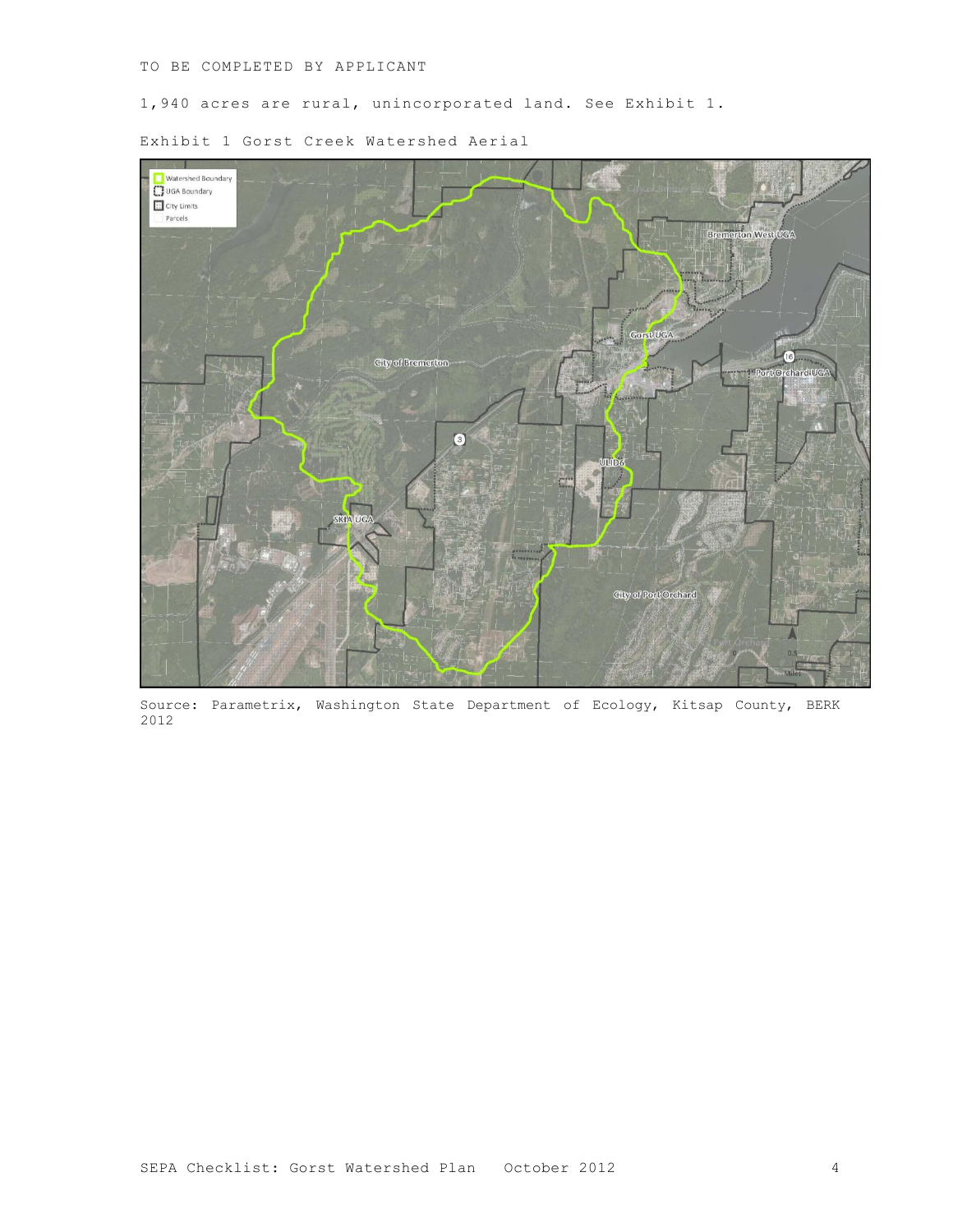TO BE COMPLETED BY APPLICANT

1,940 acres are rural, unincorporated land. See Exhibit 1.

Exhibit 1 Gorst Creek Watershed Aerial

Source: Parametrix, Washington State Department of Ecology, Kitsap County, BERK 2012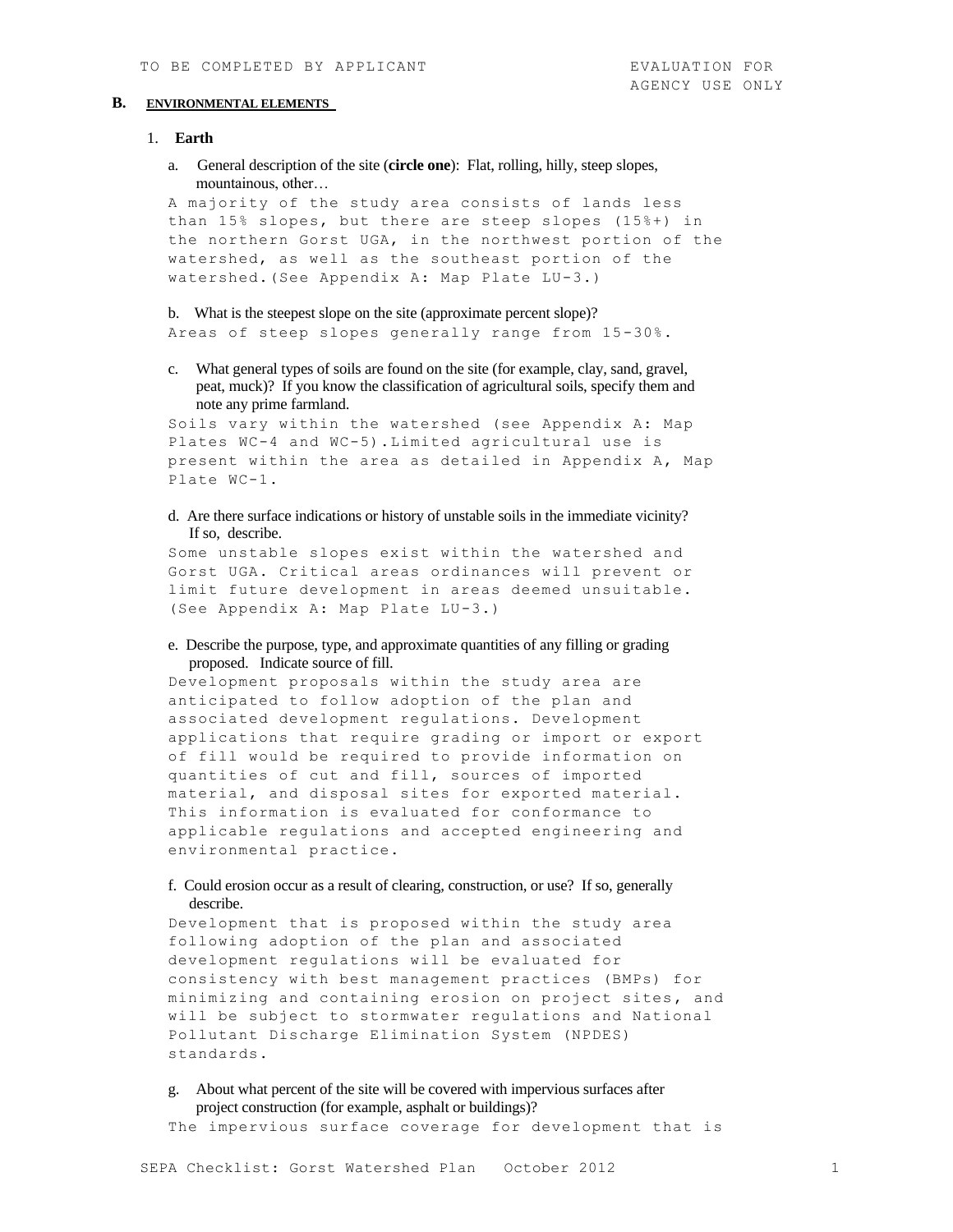TO BE COMPLETED BY APPLICANT | EVALUATION FOR AGENCY USE ONLY

## B. ENVIRONMENTAL ELEMENTS

### 1. Earth

a. General description of the site (**circle one**): Flat, rolling, hilly, steep slopes, mountainous, other…

A majority of the study area consists of lands less than 15% slopes, but there are steep slopes (15%+) in the northern Gorst UGA, in the northwest portion of the watershed, as well as the southeast portion of the watershed.(See Appendix A: Map Plate LU-3.)

b. What is the steepest slope on the site (approximate percent slope)?

Areas of steep slopes generally range from 15-30%.

c. What general types of soils are found on the site (for example, clay, sand, gravel, peat, muck)? If you know the classification of agricultural soils, specify them and note any prime farmland.

Soils vary within the watershed (see Appendix A: Map Plates WC-4 and WC-5).Limited agricultural use is present within the area as detailed in Appendix A, Map Plate WC-1.

d. Are there surface indications or history of unstable soils in the immediate vicinity? If so, describe.

Some unstable slopes exist within the watershed and Gorst UGA. Critical areas ordinances will prevent or limit future development in areas deemed unsuitable. (See Appendix A: Map Plate LU-3.)

e. Describe the purpose, type, and approximate quantities of any filling or grading proposed. Indicate source of fill.

Development proposals within the study area are anticipated to follow adoption of the plan and associated development regulations. Development applications that require grading or import or export of fill would be required to provide information on quantities of cut and fill, sources of imported material, and disposal sites for exported material. This information is evaluated for conformance to applicable regulations and accepted engineering and environmental practice.

f. Could erosion occur as a result of clearing, construction, or use? If so, generally describe.

Development that is proposed within the study area following adoption of the plan and associated development regulations will be evaluated for consistency with best management practices (BMPs) for minimizing and containing erosion on project sites, and will be subject to stormwater regulations and National Pollutant Discharge Elimination System (NPDES) standards.

g. About what percent of the site will be covered with impervious surfaces after project construction (for example, asphalt or buildings)?

The impervious surface coverage for development that is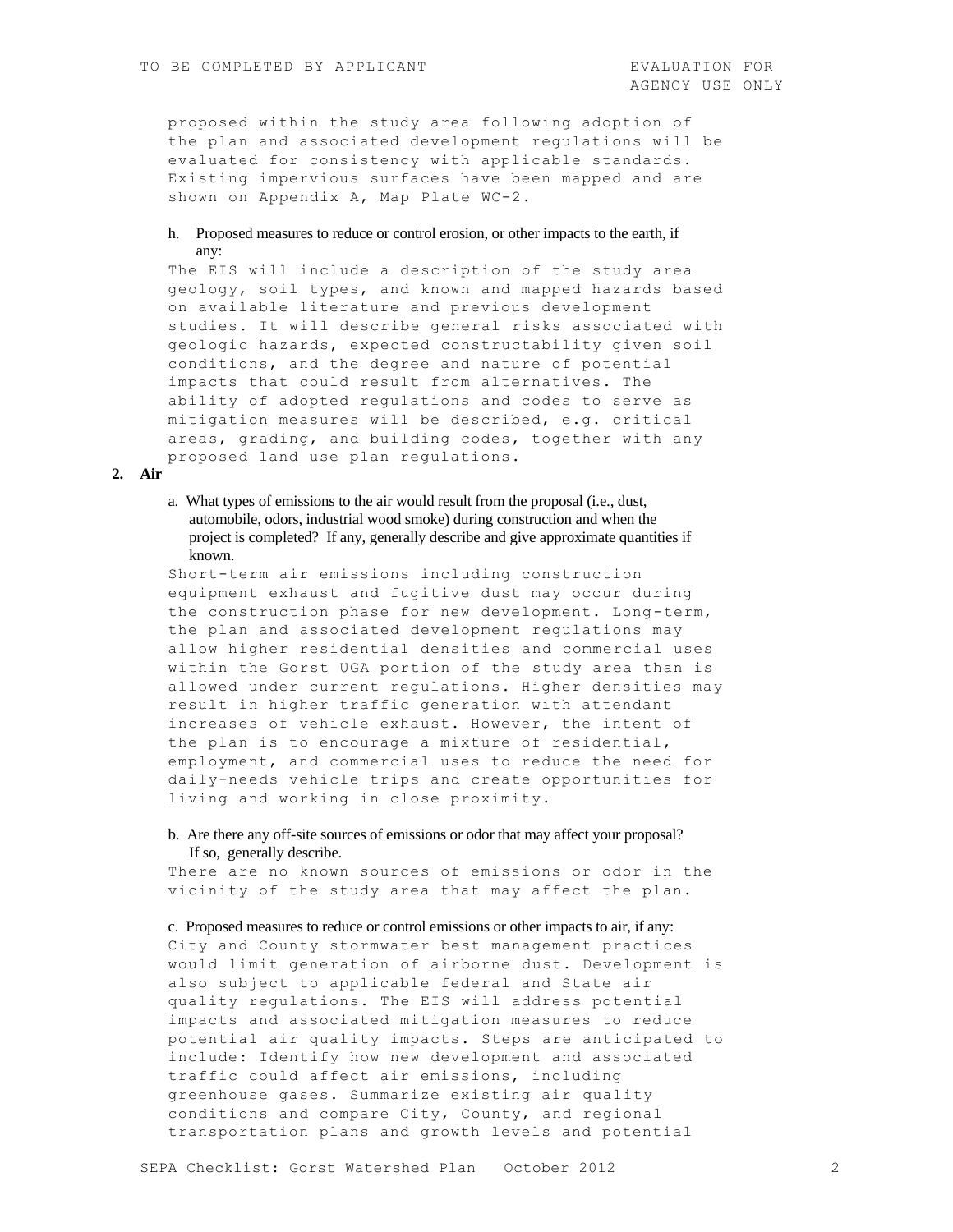proposed within the study area following adoption of the plan and associated development regulations will be evaluated for consistency with applicable standards. Existing impervious surfaces have been mapped and are shown on Appendix A, Map Plate WC-2.

h. Proposed measures to reduce or control erosion, or other impacts to the earth, if any:

The EIS will include a description of the study area geology, soil types, and known and mapped hazards based on available literature and previous development studies. It will describe general risks associated with geologic hazards, expected constructability given soil conditions, and the degree and nature of potential impacts that could result from alternatives. The ability of adopted regulations and codes to serve as mitigation measures will be described, e.g. critical areas, grading, and building codes, together with any proposed land use plan regulations.

**2. Air**

a. What types of emissions to the air would result from the proposal (i.e., dust, automobile, odors, industrial wood smoke) during construction and when the project is completed? If any, generally describe and give approximate quantities if known.

Short-term air emissions including construction equipment exhaust and fugitive dust may occur during the construction phase for new development. Long-term, the plan and associated development regulations may allow higher residential densities and commercial uses within the Gorst UGA portion of the study area than is allowed under current regulations. Higher densities may result in higher traffic generation with attendant increases of vehicle exhaust. However, the intent of the plan is to encourage a mixture of residential, employment, and commercial uses to reduce the need for daily-needs vehicle trips and create opportunities for living and working in close proximity.

b. Are there any off-site sources of emissions or odor that may affect your proposal? If so, generally describe.

There are no known sources of emissions or odor in the vicinity of the study area that may affect the plan.

c. Proposed measures to reduce or control emissions or other impacts to air, if any:

City and County stormwater best management practices would limit generation of airborne dust. Development is also subject to applicable federal and State air quality regulations. The EIS will address potential impacts and associated mitigation measures to reduce potential air quality impacts. Steps are anticipated to include: Identify how new development and associated traffic could affect air emissions, including greenhouse gases. Summarize existing air quality conditions and compare City, County, and regional transportation plans and growth levels and potential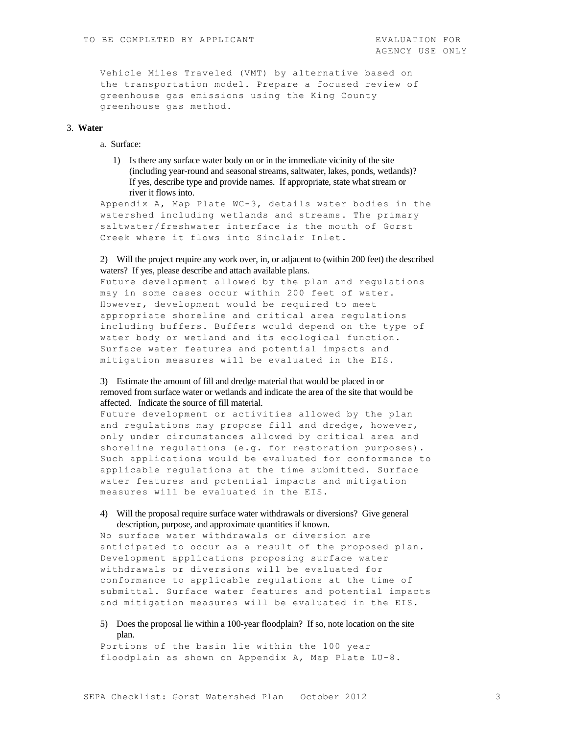TO BE COMPLETED BY APPLICANT | EVALUATION FOR AGENCY USE ONLY

Vehicle Miles Traveled (VMT) by alternative based on the transportation model. Prepare a focused review of greenhouse gas emissions using the King County greenhouse gas method.

3. **Water**

a. Surface:

1) Is there any surface water body on or in the immediate vicinity of the site (including year-round and seasonal streams, saltwater, lakes, ponds, wetlands)? If yes, describe type and provide names. If appropriate, state what stream or river it flows into.

Appendix A, Map Plate WC-3, details water bodies in the watershed including wetlands and streams. The primary saltwater/freshwater interface is the mouth of Gorst Creek where it flows into Sinclair Inlet.

2) Will the project require any work over, in, or adjacent to (within 200 feet) the described waters? If yes, please describe and attach available plans.

Future development allowed by the plan and regulations may in some cases occur within 200 feet of water. However, development would be required to meet appropriate shoreline and critical area regulations including buffers. Buffers would depend on the type of water body or wetland and its ecological function. Surface water features and potential impacts and mitigation measures will be evaluated in the EIS.

3) Estimate the amount of fill and dredge material that would be placed in or removed from surface water or wetlands and indicate the area of the site that would be affected. Indicate the source of fill material.

Future development or activities allowed by the plan and regulations may propose fill and dredge, however, only under circumstances allowed by critical area and shoreline regulations (e.g. for restoration purposes). Such applications would be evaluated for conformance to applicable regulations at the time submitted. Surface water features and potential impacts and mitigation measures will be evaluated in the EIS.

4) Will the proposal require surface water withdrawals or diversions? Give general description, purpose, and approximate quantities if known.

No surface water withdrawals or diversion are anticipated to occur as a result of the proposed plan. Development applications proposing surface water withdrawals or diversions will be evaluated for conformance to applicable regulations at the time of submittal. Surface water features and potential impacts and mitigation measures will be evaluated in the EIS.

5) Does the proposal lie within a 100-year floodplain? If so, note location on the site plan.

Portions of the basin lie within the 100 year floodplain as shown on Appendix A, Map Plate LU-8.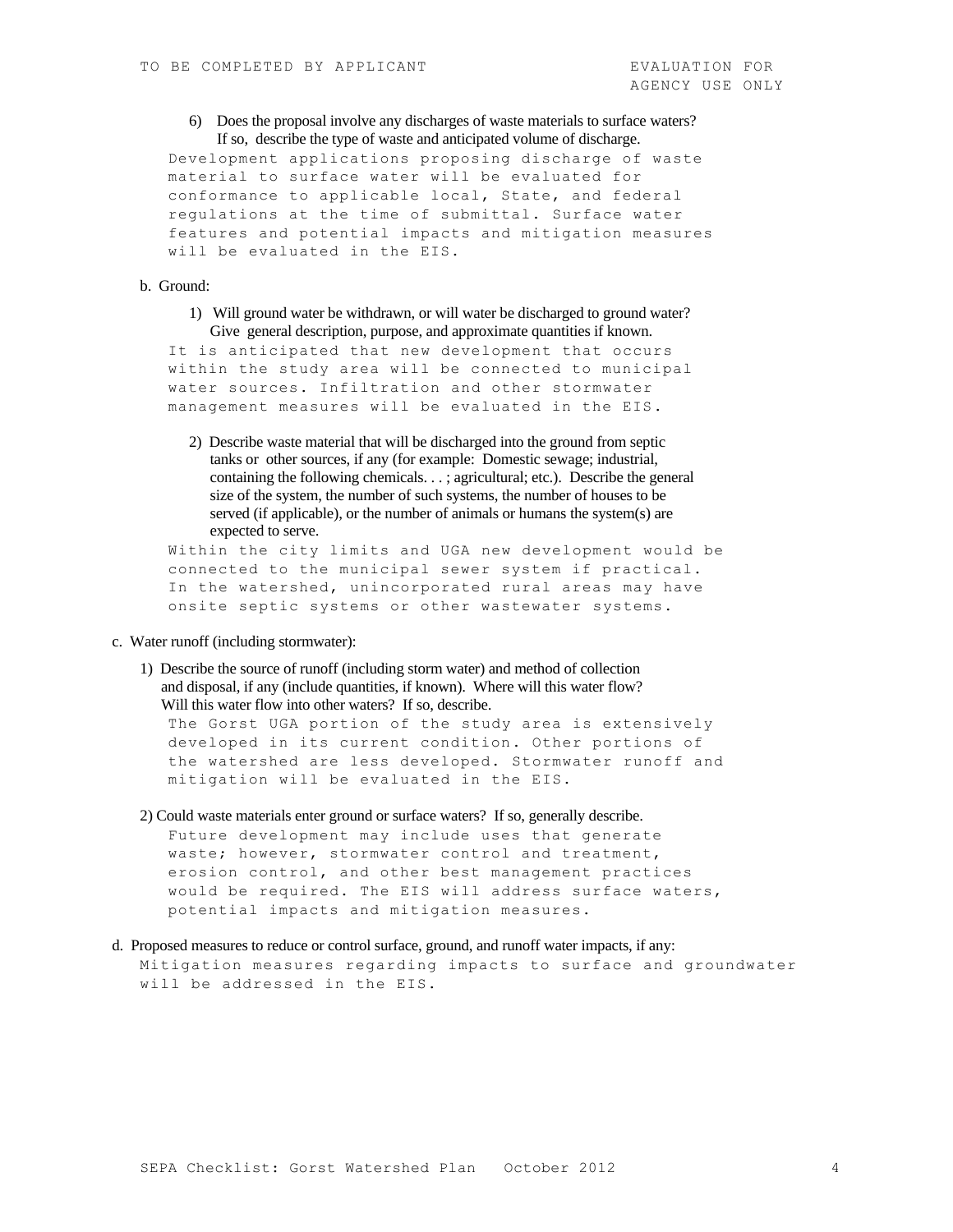6) Does the proposal involve any discharges of waste materials to surface waters? If so, describe the type of waste and anticipated volume of discharge.

Development applications proposing discharge of waste material to surface water will be evaluated for conformance to applicable local, State, and federal regulations at the time of submittal. Surface water features and potential impacts and mitigation measures will be evaluated in the EIS.

b. Ground:

1) Will ground water be withdrawn, or will water be discharged to ground water? Give general description, purpose, and approximate quantities if known.

It is anticipated that new development that occurs within the study area will be connected to municipal water sources. Infiltration and other stormwater management measures will be evaluated in the EIS.

2) Describe waste material that will be discharged into the ground from septic tanks or other sources, if any (for example: Domestic sewage; industrial, containing the following chemicals. . . ; agricultural; etc.). Describe the general size of the system, the number of such systems, the number of houses to be served (if applicable), or the number of animals or humans the system(s) are expected to serve.

Within the city limits and UGA new development would be connected to the municipal sewer system if practical. In the watershed, unincorporated rural areas may have onsite septic systems or other wastewater systems.

c. Water runoff (including stormwater):

1) Describe the source of runoff (including storm water) and method of collection and disposal, if any (include quantities, if known). Where will this water flow? Will this water flow into other waters? If so, describe.

The Gorst UGA portion of the study area is extensively developed in its current condition. Other portions of the watershed are less developed. Stormwater runoff and mitigation will be evaluated in the EIS.

2) Could waste materials enter ground or surface waters? If so, generally describe.

Future development may include uses that generate waste; however, stormwater control and treatment, erosion control, and other best management practices would be required. The EIS will address surface waters, potential impacts and mitigation measures.

d. Proposed measures to reduce or control surface, ground, and runoff water impacts, if any:

Mitigation measures regarding impacts to surface and groundwater will be addressed in the EIS.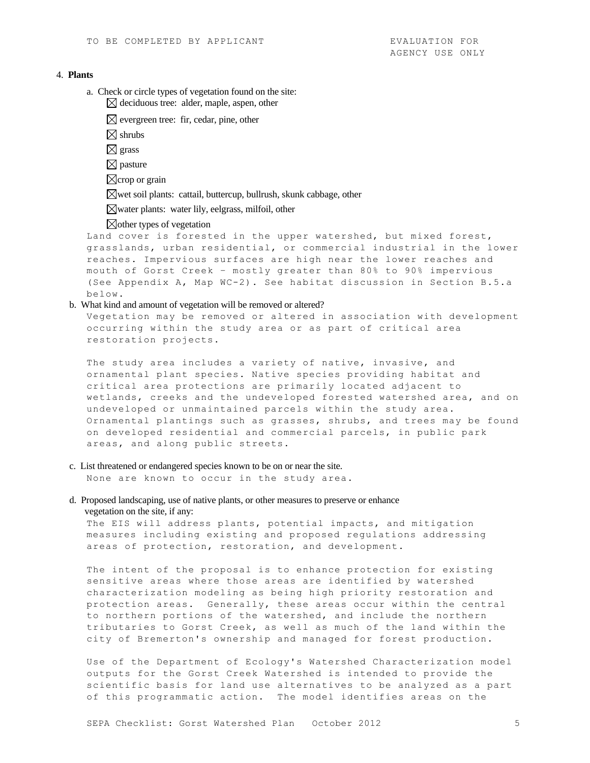TO BE COMPLETED BY APPLICANT EVALUATION FOR AGENCY USE ONLY

4. **Plants**

a. Check or circle types of vegetation found on the site:

☒ deciduous tree: alder, maple, aspen, other

☒ evergreen tree: fir, cedar, pine, other

☒ shrubs

☒ grass

☒ pasture

☒ crop or grain

☒ wet soil plants: cattail, buttercup, bullrush, skunk cabbage, other

☒ water plants: water lily, eelgrass, milfoil, other

☒ other types of vegetation

Land cover is forested in the upper watershed, but mixed forest, grasslands, urban residential, or commercial industrial in the lower reaches. Impervious surfaces are high near the lower reaches and mouth of Gorst Creek – mostly greater than 80% to 90% impervious (See Appendix A, Map WC-2). See habitat discussion in Section B.5.a below.

b. What kind and amount of vegetation will be removed or altered?

Vegetation may be removed or altered in association with development occurring within the study area or as part of critical area restoration projects.

The study area includes a variety of native, invasive, and ornamental plant species. Native species providing habitat and critical area protections are primarily located adjacent to wetlands, creeks and the undeveloped forested watershed area, and on undeveloped or unmaintained parcels within the study area. Ornamental plantings such as grasses, shrubs, and trees may be found on developed residential and commercial parcels, in public park areas, and along public streets.

c. List threatened or endangered species known to be on or near the site.

None are known to occur in the study area.

d. Proposed landscaping, use of native plants, or other measures to preserve or enhance vegetation on the site, if any:

The EIS will address plants, potential impacts, and mitigation measures including existing and proposed regulations addressing areas of protection, restoration, and development.

The intent of the proposal is to enhance protection for existing sensitive areas where those areas are identified by watershed characterization modeling as being high priority restoration and protection areas. Generally, these areas occur within the central to northern portions of the watershed, and include the northern tributaries to Gorst Creek, as well as much of the land within the city of Bremerton's ownership and managed for forest production.

Use of the Department of Ecology's Watershed Characterization model outputs for the Gorst Creek Watershed is intended to provide the scientific basis for land use alternatives to be analyzed as a part of this programmatic action. The model identifies areas on the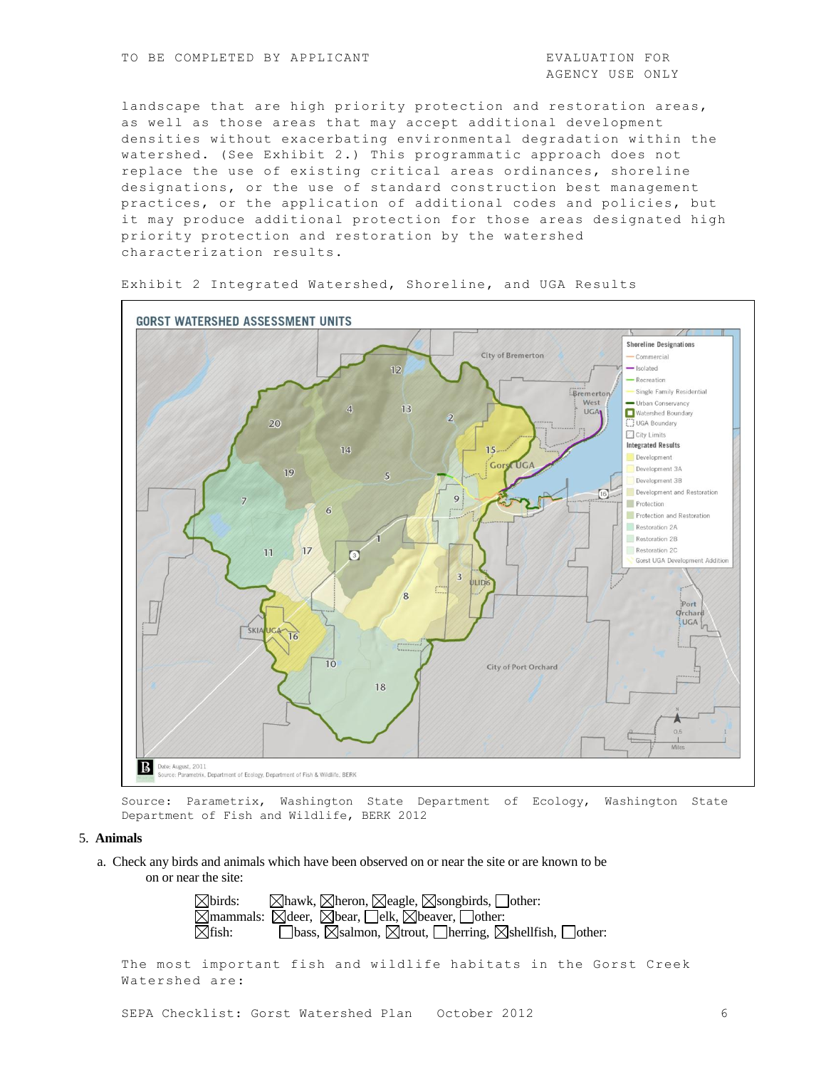TO BE COMPLETED BY APPLICANT | EVALUATION FOR AGENCY USE ONLY

landscape that are high priority protection and restoration areas, as well as those areas that may accept additional development densities without exacerbating environmental degradation within the watershed. (See Exhibit 2.) This programmatic approach does not replace the use of existing critical areas ordinances, shoreline designations, or the application of standard construction best management practices, or the application of additional codes and policies, but it may produce additional protection for those areas designated high priority protection and restoration by the watershed characterization results.

Exhibit 2 Integrated Watershed, Shoreline, and UGA Results

Source: Parametrix, Washington State Department of Ecology, Washington State Department of Fish and Wildlife, BERK 2012

5. **Animals**

a. Check any birds and animals which have been observed on or near the site or are known to be on or near the site:

☒birds: ☒hawk, ☒heron, ☒eagle, ☒songbirds, ☐other:
☒mammals: ☒deer, ☒bear, ☐elk, ☒beaver, ☐other:
☒fish: ☐bass, ☒salmon, ☒trout, ☐herring, ☒shellfish, ☐other:

The most important fish and wildlife habitats in the Gorst Creek Watershed are: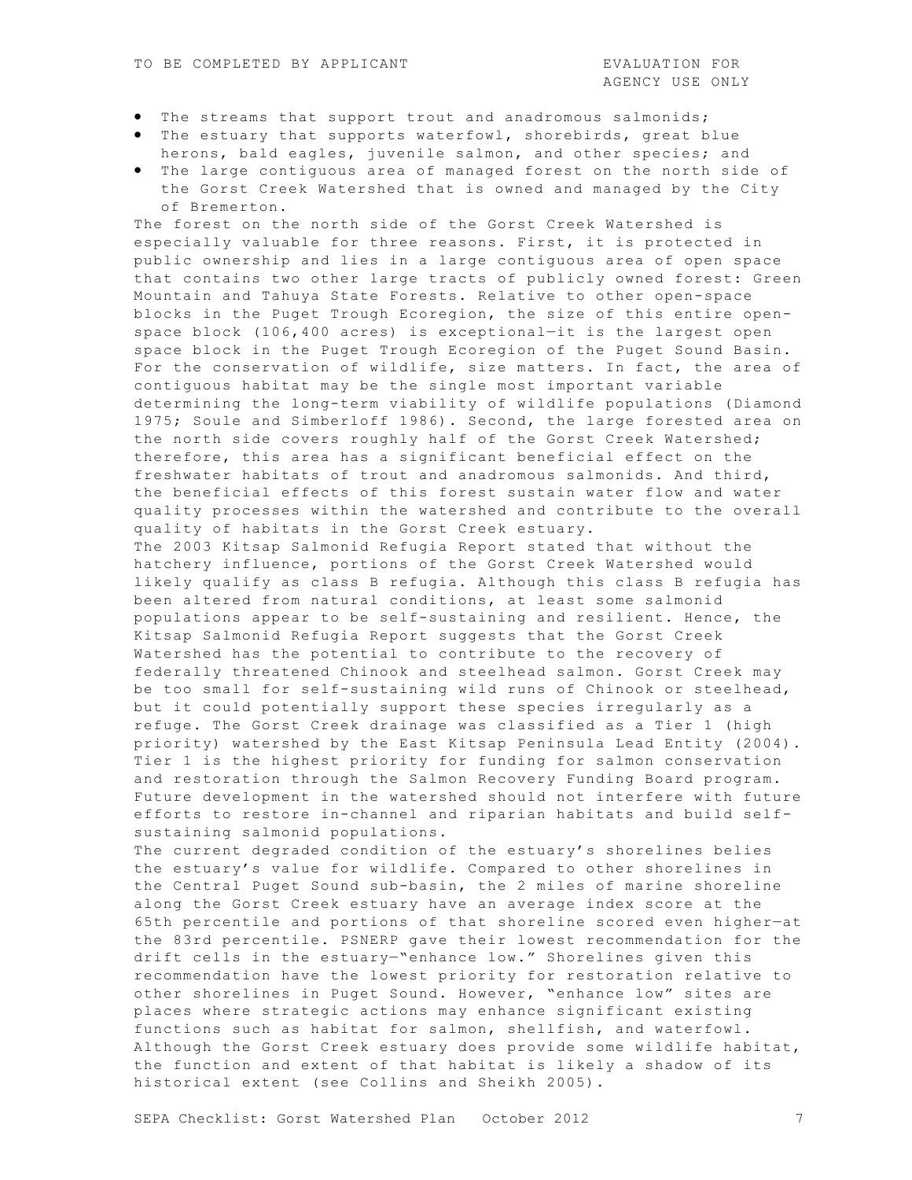- The streams that support trout and anadromous salmonids;
- The estuary that supports waterfowl, shorebirds, great blue herons, bald eagles, juvenile salmon, and other species; and
- The large contiguous area of managed forest on the north side of the Gorst Creek Watershed that is owned and managed by the City of Bremerton.

The forest on the north side of the Gorst Creek Watershed is especially valuable for three reasons. First, it is protected in public ownership and lies in a large contiguous area of open space that contains two other large tracts of publicly owned forest: Green Mountain and Tahuya State Forests. Relative to other open-space blocks in the Puget Trough Ecoregion, the size of this entire open-space block (106,400 acres) is exceptional—it is the largest open space block in the Puget Trough Ecoregion of the Puget Sound Basin. For the conservation of wildlife, size matters. In fact, the area of contiguous habitat may be the single most important variable determining the long-term viability of wildlife populations (Diamond 1975; Soule and Simberloff 1986). Second, the large forested area on the north side covers roughly half of the Gorst Creek Watershed; therefore, this area has a significant beneficial effect on the freshwater habitats of trout and anadromous salmonids. And third, the beneficial effects of this forest sustain water flow and water quality processes within the watershed and contribute to the overall quality of habitats in the Gorst Creek estuary.

The 2003 Kitsap Salmonid Refugia Report stated that without the hatchery influence, portions of the Gorst Creek Watershed would likely qualify as class B refugia. Although this class B refugia has been altered from natural conditions, at least some salmonid populations appear to be self-sustaining and resilient. Hence, the Kitsap Salmonid Refugia Report suggests that the Gorst Creek Watershed has the potential to contribute to the recovery of federally threatened Chinook and steelhead salmon. Gorst Creek may be too small for self-sustaining wild runs of Chinook or steelhead, but it could potentially support these species irregularly as a refuge. The Gorst Creek drainage was classified as a Tier 1 (high priority) watershed by the East Kitsap Peninsula Lead Entity (2004). Tier 1 is the highest priority for funding for salmon conservation and restoration through the Salmon Recovery Funding Board program. Future development in the watershed should not interfere with future efforts to restore in-channel and riparian habitats and build self-sustaining salmonid populations.

The current degraded condition of the estuary's shorelines belies the estuary's value for wildlife. Compared to other shorelines in the Central Puget Sound sub-basin, the 2 miles of marine shoreline along the Gorst Creek estuary have an average index score at the 65th percentile and portions of that shoreline scored even higher—at the 83rd percentile. PSNERP gave their lowest recommendation for the drift cells in the estuary—"enhance low." Shorelines given this recommendation have the lowest priority for restoration relative to other shorelines in Puget Sound. However, "enhance low" sites are places where strategic actions may enhance significant existing functions such as habitat for salmon, shellfish, and waterfowl. Although the Gorst Creek estuary does provide some wildlife habitat, the function and extent of that habitat is likely a shadow of its historical extent (see Collins and Sheikh 2005).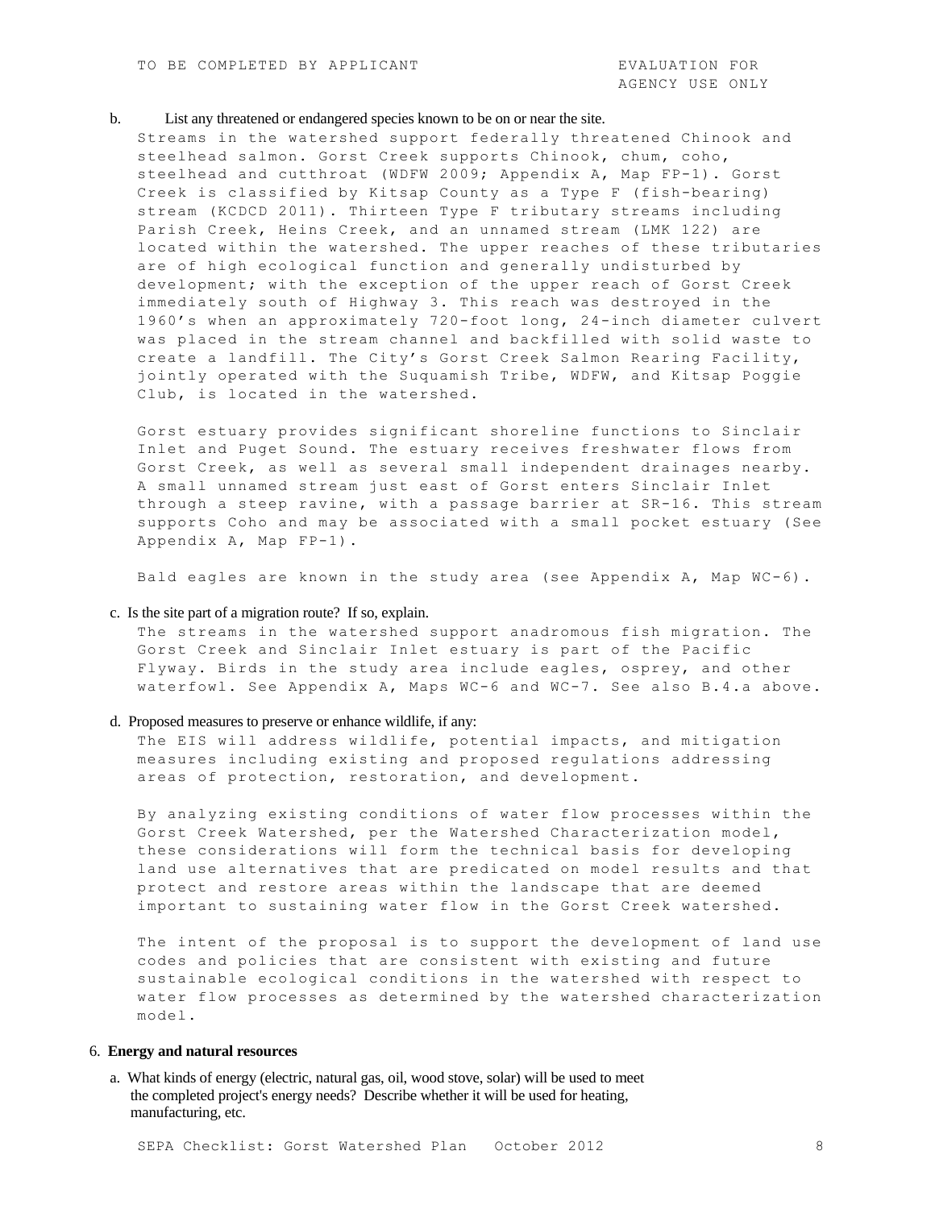b. List any threatened or endangered species known to be on or near the site.

Streams in the watershed support federally threatened Chinook and steelhead salmon. Gorst Creek supports Chinook, chum, coho, steelhead and cutthroat (WDFW 2009; Appendix A, Map FP-1). Gorst Creek is classified by Kitsap County as a Type F (fish-bearing) stream (KCDCD 2011). Thirteen Type F tributary streams including Parish Creek, Heins Creek, and an unnamed stream (LMK 122) are located within the watershed. The upper reaches of these tributaries are of high ecological function and generally undisturbed by development; with the exception of the upper reach of Gorst Creek immediately south of Highway 3. This reach was destroyed in the 1960's when an approximately 720-foot long, 24-inch diameter culvert was placed in the stream channel and backfilled with solid waste to create a landfill. The City's Gorst Creek Salmon Rearing Facility, jointly operated with the Suquamish Tribe, WDFW, and Kitsap Poggie Club, is located in the watershed.

Gorst estuary provides significant shoreline functions to Sinclair Inlet and Puget Sound. The estuary receives freshwater flows from Gorst Creek, as well as several small independent drainages nearby. A small unnamed stream just east of Gorst enters Sinclair Inlet through a steep ravine, with a passage barrier at SR-16. This stream supports Coho and may be associated with a small pocket estuary (See Appendix A, Map FP-1).

Bald eagles are known in the study area (see Appendix A, Map WC-6).

c. Is the site part of a migration route? If so, explain.

The streams in the watershed support anadromous fish migration. The Gorst Creek and Sinclair Inlet estuary is part of the Pacific Flyway. Birds in the study area include eagles, osprey, and other waterfowl. See Appendix A, Maps WC-6 and WC-7. See also B.4.a above.

d. Proposed measures to preserve or enhance wildlife, if any:

The EIS will address wildlife, potential impacts, and mitigation measures including existing and proposed regulations addressing areas of protection, restoration, and development.

By analyzing existing conditions of water flow processes within the Gorst Creek Watershed, per the Watershed Characterization model, these considerations will form the technical basis for developing land use alternatives that are predicated on model results and that protect and restore areas within the landscape that are deemed important to sustaining water flow in the Gorst Creek watershed.

The intent of the proposal is to support the development of land use codes and policies that are consistent with existing and future sustainable ecological conditions in the watershed with respect to water flow processes as determined by the watershed characterization model.

6. **Energy and natural resources**

a. What kinds of energy (electric, natural gas, oil, wood stove, solar) will be used to meet the completed project's energy needs? Describe whether it will be used for heating, manufacturing, etc.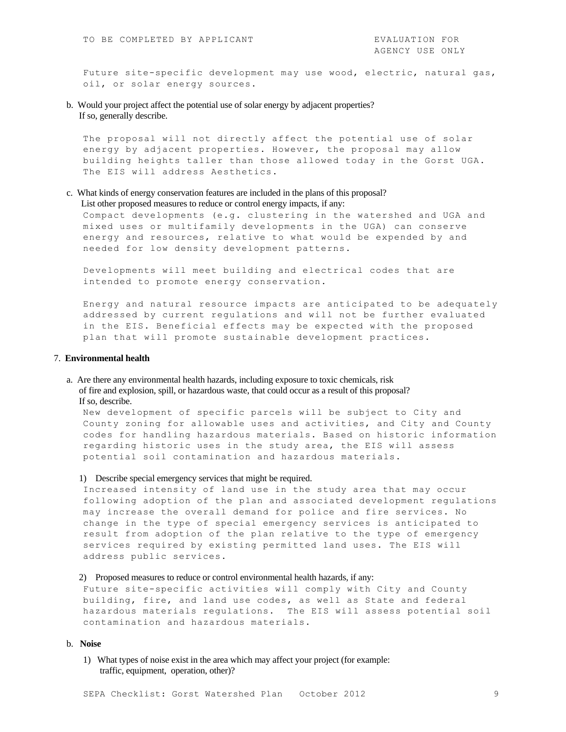TO BE COMPLETED BY APPLICANT — EVALUATION FOR AGENCY USE ONLY

Future site-specific development may use wood, electric, natural gas, oil, or solar energy sources.

b. Would your project affect the potential use of solar energy by adjacent properties? If so, generally describe.

The proposal will not directly affect the potential use of solar energy by adjacent properties. However, the proposal may allow building heights taller than those allowed today in the Gorst UGA. The EIS will address Aesthetics.

c. What kinds of energy conservation features are included in the plans of this proposal? List other proposed measures to reduce or control energy impacts, if any:

Compact developments (e.g. clustering in the watershed and UGA and mixed uses or multifamily developments in the UGA) can conserve energy and resources, relative to what would be expended by and needed for low density development patterns.

Developments will meet building and electrical codes that are intended to promote energy conservation.

Energy and natural resource impacts are anticipated to be adequately addressed by current regulations and will not be further evaluated in the EIS. Beneficial effects may be expected with the proposed plan that will promote sustainable development practices.

7. **Environmental health**

a. Are there any environmental health hazards, including exposure to toxic chemicals, risk of fire and explosion, spill, or hazardous waste, that could occur as a result of this proposal? If so, describe.

New development of specific parcels will be subject to City and County zoning for allowable uses and activities, and City and County codes for handling hazardous materials. Based on historic information regarding historic uses in the study area, the EIS will assess potential soil contamination and hazardous materials.

1) Describe special emergency services that might be required.

Increased intensity of land use in the study area that may occur following adoption of the plan and associated development regulations may increase the overall demand for police and fire services. No change in the type of special emergency services is anticipated to result from adoption of the plan relative to the type of emergency services required by existing permitted land uses. The EIS will address public services.

2) Proposed measures to reduce or control environmental health hazards, if any:

Future site-specific activities will comply with City and County building, fire, and land use codes, as well as State and federal hazardous materials regulations. The EIS will assess potential soil contamination and hazardous materials.

b. **Noise**

1) What types of noise exist in the area which may affect your project (for example: traffic, equipment, operation, other)?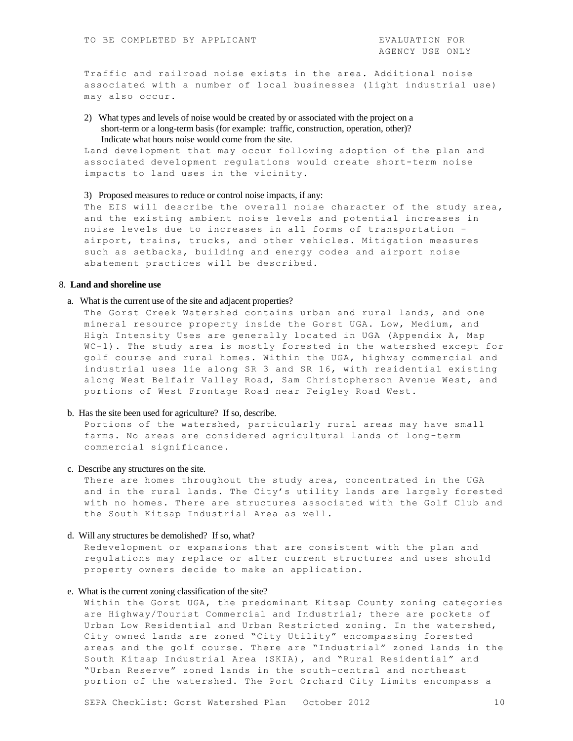TO BE COMPLETED BY APPLICANT | EVALUATION FOR AGENCY USE ONLY

Traffic and railroad noise exists in the area. Additional noise associated with a number of local businesses (light industrial use) may also occur.

2) What types and levels of noise would be created by or associated with the project on a short-term or a long-term basis (for example: traffic, construction, operation, other)? Indicate what hours noise would come from the site.

Land development that may occur following adoption of the plan and associated development regulations would create short-term noise impacts to land uses in the vicinity.

3) Proposed measures to reduce or control noise impacts, if any:

The EIS will describe the overall noise character of the study area, and the existing ambient noise levels and potential increases in noise levels due to increases in all forms of transportation – airport, trains, trucks, and other vehicles. Mitigation measures such as setbacks, building and energy codes and airport noise abatement practices will be described.

## 8. Land and shoreline use

a. What is the current use of the site and adjacent properties?

The Gorst Creek Watershed contains urban and rural lands, and one mineral resource property inside the Gorst UGA. Low, Medium, and High Intensity Uses are generally located in UGA (Appendix A, Map WC-1). The study area is mostly forested in the watershed except for golf course and rural homes. Within the UGA, highway commercial and industrial uses lie along SR 3 and SR 16, with residential existing along West Belfair Valley Road, Sam Christopherson Avenue West, and portions of West Frontage Road near Feigley Road West.

b. Has the site been used for agriculture? If so, describe.

Portions of the watershed, particularly rural areas may have small farms. No areas are considered agricultural lands of long-term commercial significance.

c. Describe any structures on the site.

There are homes throughout the study area, concentrated in the UGA and in the rural lands. The City's utility lands are largely forested with no homes. There are structures associated with the Golf Club and the South Kitsap Industrial Area as well.

d. Will any structures be demolished? If so, what?

Redevelopment or expansions that are consistent with the plan and regulations may replace or alter current structures and uses should property owners decide to make an application.

e. What is the current zoning classification of the site?

Within the Gorst UGA, the predominant Kitsap County zoning categories are Highway/Tourist Commercial and Industrial; there are pockets of Urban Low Residential and Urban Restricted zoning. In the watershed, City owned lands are zoned "City Utility" encompassing forested areas and the golf course. There are "Industrial" zoned lands in the South Kitsap Industrial Area (SKIA), and "Rural Residential" and "Urban Reserve" zoned lands in the south-central and northeast portion of the watershed. The Port Orchard City Limits encompass a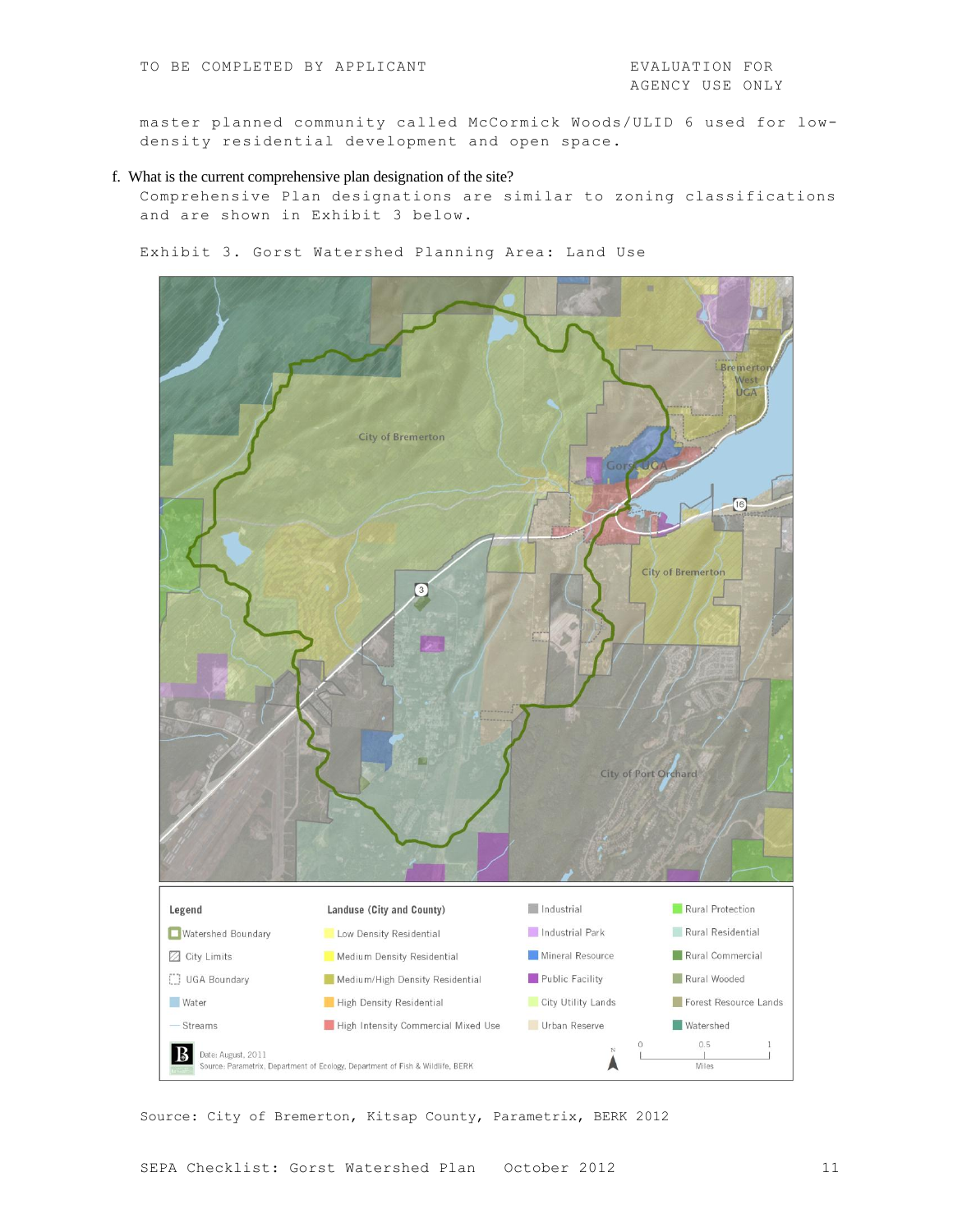TO BE COMPLETED BY APPLICANT | EVALUATION FOR AGENCY USE ONLY

master planned community called McCormick Woods/ULID 6 used for low-density residential development and open space.

f. What is the current comprehensive plan designation of the site?

Comprehensive Plan designations are similar to zoning classifications and are shown in Exhibit 3 below.

Exhibit 3. Gorst Watershed Planning Area: Land Use

Source: City of Bremerton, Kitsap County, Parametrix, BERK 2012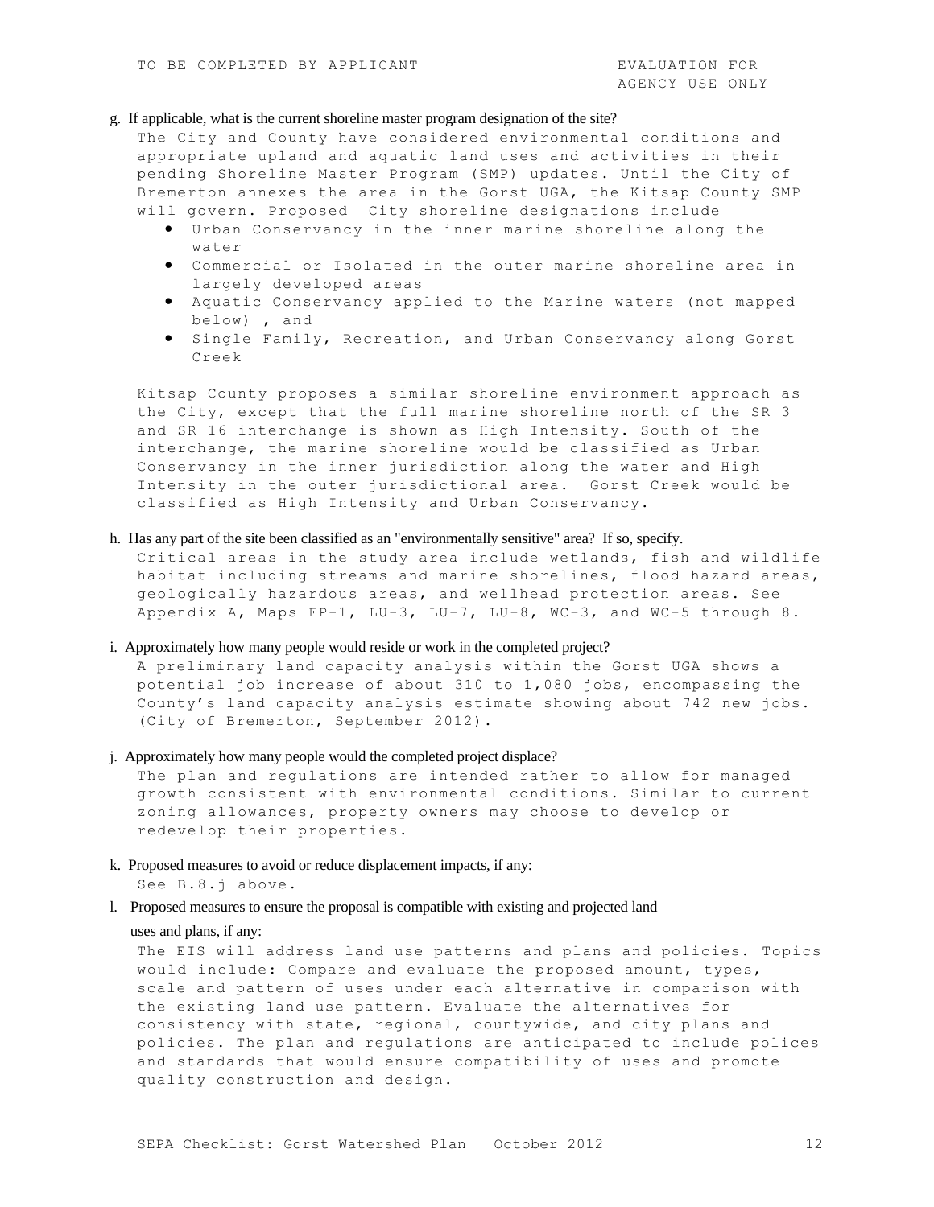TO BE COMPLETED BY APPLICANT | EVALUATION FOR AGENCY USE ONLY

g. If applicable, what is the current shoreline master program designation of the site?

The City and County have considered environmental conditions and appropriate upland and aquatic land uses and activities in their pending Shoreline Master Program (SMP) updates. Until the City of Bremerton annexes the area in the Gorst UGA, the Kitsap County SMP will govern. Proposed City shoreline designations include

- Urban Conservancy in the inner marine shoreline along the water
- Commercial or Isolated in the outer marine shoreline area in largely developed areas
- Aquatic Conservancy applied to the Marine waters (not mapped below) , and
- Single Family, Recreation, and Urban Conservancy along Gorst Creek

Kitsap County proposes a similar shoreline environment approach as the City, except that the full marine shoreline north of the SR 3 and SR 16 interchange is shown as High Intensity. South of the interchange, the marine shoreline would be classified as Urban Conservancy in the inner jurisdiction along the water and High Intensity in the outer jurisdictional area. Gorst Creek would be classified as High Intensity and Urban Conservancy.

h. Has any part of the site been classified as an "environmentally sensitive" area? If so, specify.

Critical areas in the study area include wetlands, fish and wildlife habitat including streams and marine shorelines, flood hazard areas, geologically hazardous areas, and wellhead protection areas. See Appendix A, Maps FP-1, LU-3, LU-7, LU-8, WC-3, and WC-5 through 8.

i. Approximately how many people would reside or work in the completed project?

A preliminary land capacity analysis within the Gorst UGA shows a potential job increase of about 310 to 1,080 jobs, encompassing the County's land capacity analysis estimate showing about 742 new jobs. (City of Bremerton, September 2012).

j. Approximately how many people would the completed project displace?

The plan and regulations are intended rather to allow for managed growth consistent with environmental conditions. Similar to current zoning allowances, property owners may choose to develop or redevelop their properties.

k. Proposed measures to avoid or reduce displacement impacts, if any:

See B.8.j above.

l. Proposed measures to ensure the proposal is compatible with existing and projected land uses and plans, if any:

The EIS will address land use patterns and plans and policies. Topics would include: Compare and evaluate the proposed amount, types, scale and pattern of uses under each alternative in comparison with the existing land use pattern. Evaluate the alternatives for consistency with state, regional, countywide, and city plans and policies. The plan and regulations are anticipated to include polices and standards that would ensure compatibility of uses and promote quality construction and design.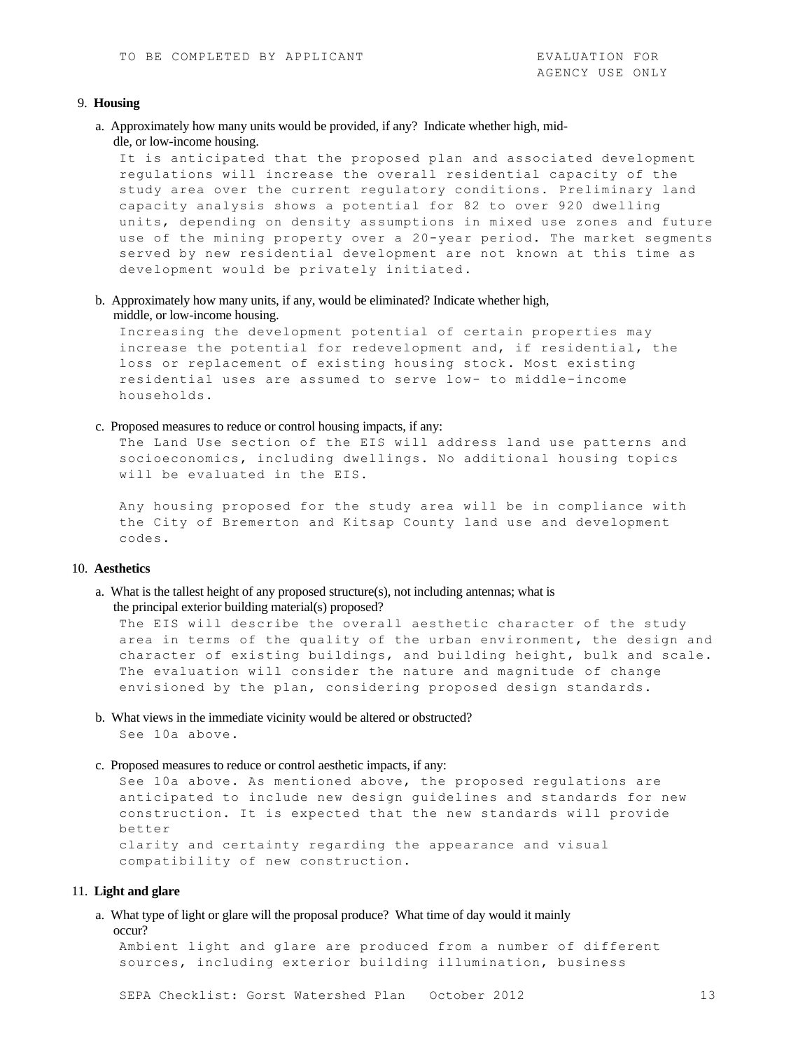TO BE COMPLETED BY APPLICANT EVALUATION FOR AGENCY USE ONLY

9. **Housing**

a. Approximately how many units would be provided, if any? Indicate whether high, middle, or low-income housing.

It is anticipated that the proposed plan and associated development regulations will increase the overall residential capacity of the study area over the current regulatory conditions. Preliminary land capacity analysis shows a potential for 82 to over 920 dwelling units, depending on density assumptions in mixed use zones and future use of the mining property over a 20-year period. The market segments served by new residential development are not known at this time as development would be privately initiated.

b. Approximately how many units, if any, would be eliminated? Indicate whether high, middle, or low-income housing.

Increasing the development potential of certain properties may increase the potential for redevelopment and, if residential, the loss or replacement of existing housing stock. Most existing residential uses are assumed to serve low- to middle-income households.

c. Proposed measures to reduce or control housing impacts, if any:

The Land Use section of the EIS will address land use patterns and socioeconomics, including dwellings. No additional housing topics will be evaluated in the EIS.

Any housing proposed for the study area will be in compliance with the City of Bremerton and Kitsap County land use and development codes.

10. **Aesthetics**

a. What is the tallest height of any proposed structure(s), not including antennas; what is the principal exterior building material(s) proposed?

The EIS will describe the overall aesthetic character of the study area in terms of the quality of the urban environment, the design and character of existing buildings, and building height, bulk and scale. The evaluation will consider the nature and magnitude of change envisioned by the plan, considering proposed design standards.

b. What views in the immediate vicinity would be altered or obstructed?

See 10a above.

c. Proposed measures to reduce or control aesthetic impacts, if any:

See 10a above. As mentioned above, the proposed regulations are anticipated to include new design guidelines and standards for new construction. It is expected that the new standards will provide better clarity and certainty regarding the appearance and visual compatibility of new construction.

11. **Light and glare**

a. What type of light or glare will the proposal produce? What time of day would it mainly occur?

Ambient light and glare are produced from a number of different sources, including exterior building illumination, business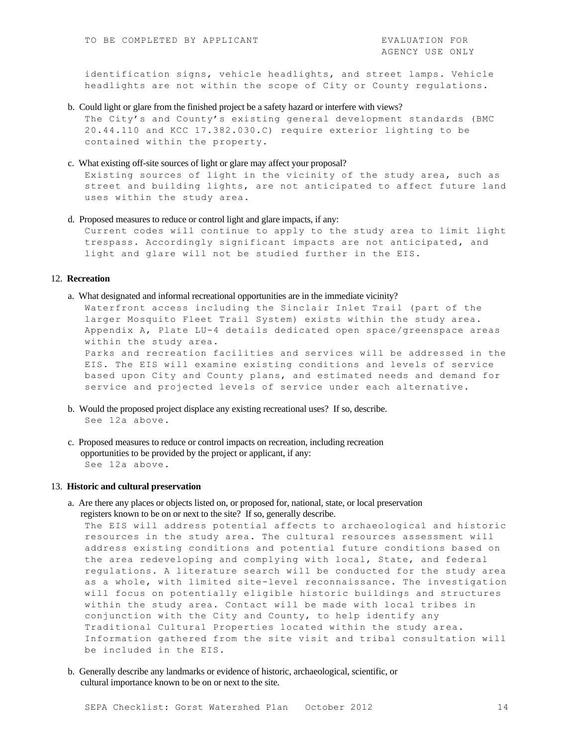identification signs, vehicle headlights, and street lamps. Vehicle headlights are not within the scope of City or County regulations.

b. Could light or glare from the finished project be a safety hazard or interfere with views?

The City's and County's existing general development standards (BMC 20.44.110 and KCC 17.382.030.C) require exterior lighting to be contained within the property.

c. What existing off-site sources of light or glare may affect your proposal?

Existing sources of light in the vicinity of the study area, such as street and building lights, are not anticipated to affect future land uses within the study area.

d. Proposed measures to reduce or control light and glare impacts, if any:

Current codes will continue to apply to the study area to limit light trespass. Accordingly significant impacts are not anticipated, and light and glare will not be studied further in the EIS.

12. **Recreation**

a. What designated and informal recreational opportunities are in the immediate vicinity?

Waterfront access including the Sinclair Inlet Trail (part of the larger Mosquito Fleet Trail System) exists within the study area. Appendix A, Plate LU-4 details dedicated open space/greenspace areas within the study area.

Parks and recreation facilities and services will be addressed in the EIS. The EIS will examine existing conditions and levels of service based upon City and County plans, and estimated needs and demand for service and projected levels of service under each alternative.

b. Would the proposed project displace any existing recreational uses? If so, describe.

See 12a above.

c. Proposed measures to reduce or control impacts on recreation, including recreation opportunities to be provided by the project or applicant, if any:

See 12a above.

13. **Historic and cultural preservation**

a. Are there any places or objects listed on, or proposed for, national, state, or local preservation registers known to be on or next to the site? If so, generally describe.

The EIS will address potential affects to archaeological and historic resources in the study area. The cultural resources assessment will address existing conditions and potential future conditions based on the area redeveloping and complying with local, State, and federal regulations. A literature search will be conducted for the study area as a whole, with limited site-level reconnaissance. The investigation will focus on potentially eligible historic buildings and structures within the study area. Contact will be made with local tribes in conjunction with the City and County, to help identify any Traditional Cultural Properties located within the study area. Information gathered from the site visit and tribal consultation will be included in the EIS.

b. Generally describe any landmarks or evidence of historic, archaeological, scientific, or cultural importance known to be on or next to the site.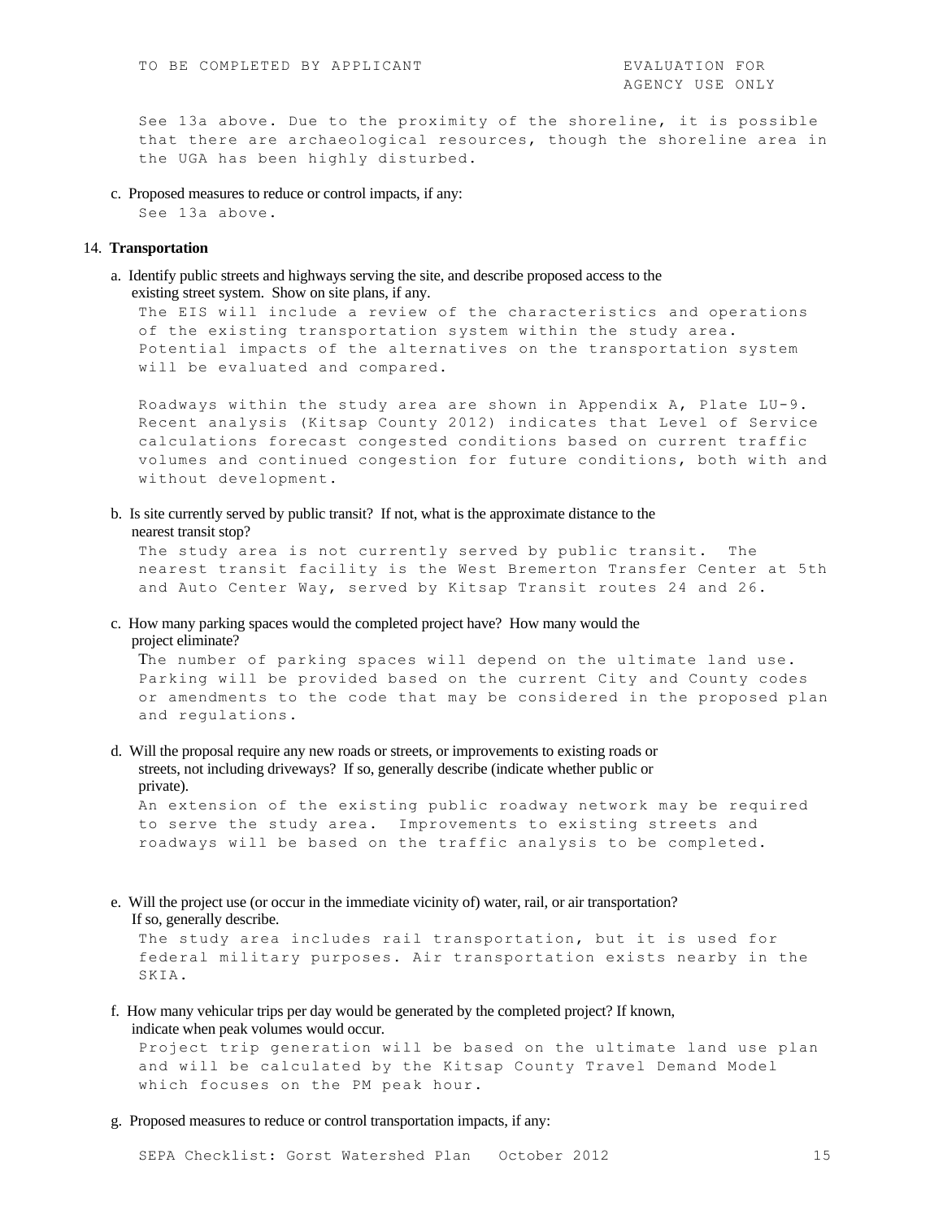TO BE COMPLETED BY APPLICANT | EVALUATION FOR AGENCY USE ONLY

See 13a above. Due to the proximity of the shoreline, it is possible that there are archaeological resources, though the shoreline area in the UGA has been highly disturbed.

c. Proposed measures to reduce or control impacts, if any:

See 13a above.

14. **Transportation**

a. Identify public streets and highways serving the site, and describe proposed access to the existing street system. Show on site plans, if any.

The EIS will include a review of the characteristics and operations of the existing transportation system within the study area. Potential impacts of the alternatives on the transportation system will be evaluated and compared.

Roadways within the study area are shown in Appendix A, Plate LU-9. Recent analysis (Kitsap County 2012) indicates that Level of Service calculations forecast congested conditions based on current traffic volumes and continued congestion for future conditions, both with and without development.

b. Is site currently served by public transit? If not, what is the approximate distance to the nearest transit stop?

The study area is not currently served by public transit. The nearest transit facility is the West Bremerton Transfer Center at 5th and Auto Center Way, served by Kitsap Transit routes 24 and 26.

c. How many parking spaces would the completed project have? How many would the project eliminate?

The number of parking spaces will depend on the ultimate land use. Parking will be provided based on the current City and County codes or amendments to the code that may be considered in the proposed plan and regulations.

d. Will the proposal require any new roads or streets, or improvements to existing roads or streets, not including driveways? If so, generally describe (indicate whether public or private).

An extension of the existing public roadway network may be required to serve the study area. Improvements to existing streets and roadways will be based on the traffic analysis to be completed.

e. Will the project use (or occur in the immediate vicinity of) water, rail, or air transportation? If so, generally describe.

The study area includes rail transportation, but it is used for federal military purposes. Air transportation exists nearby in the SKIA.

f. How many vehicular trips per day would be generated by the completed project? If known, indicate when peak volumes would occur.

Project trip generation will be based on the ultimate land use plan and will be calculated by the Kitsap County Travel Demand Model which focuses on the PM peak hour.

g. Proposed measures to reduce or control transportation impacts, if any: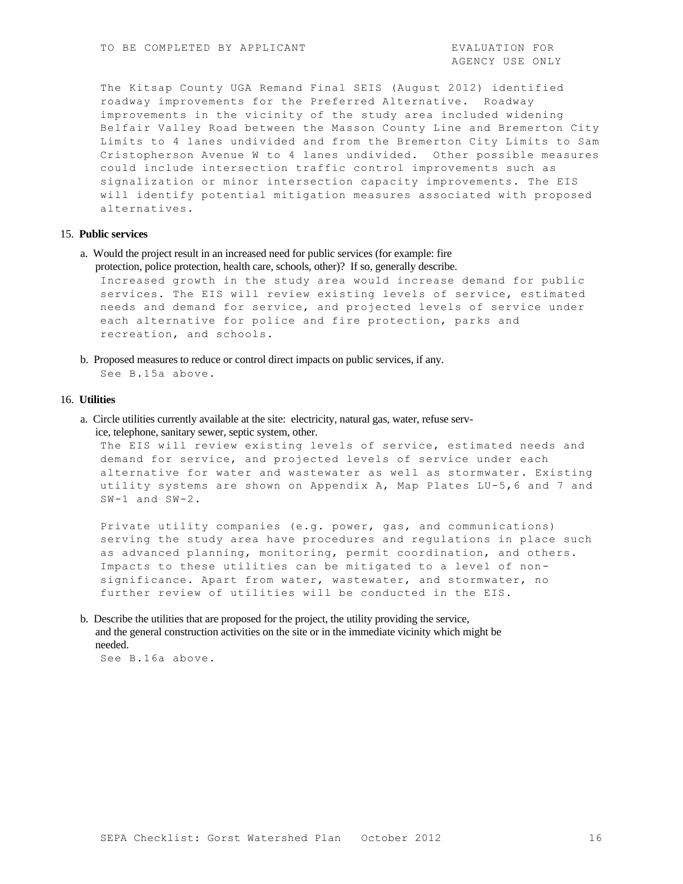TO BE COMPLETED BY APPLICANT | EVALUATION FOR AGENCY USE ONLY

The Kitsap County UGA Remand Final SEIS (August 2012) identified roadway improvements for the Preferred Alternative. Roadway improvements in the vicinity of the study area included widening Belfair Valley Road between the Masson County Line and Bremerton City Limits to 4 lanes undivided and from the Bremerton City Limits to Sam Cristopherson Avenue W to 4 lanes undivided. Other possible measures could include intersection traffic control improvements such as signalization or minor intersection capacity improvements. The EIS will identify potential mitigation measures associated with proposed alternatives.

15. **Public services**

a. Would the project result in an increased need for public services (for example: fire protection, police protection, health care, schools, other)? If so, generally describe.

Increased growth in the study area would increase demand for public services. The EIS will review existing levels of service, estimated needs and demand for service, and projected levels of service under each alternative for police and fire protection, parks and recreation, and schools.

b. Proposed measures to reduce or control direct impacts on public services, if any.

See B.15a above.

16. **Utilities**

a. Circle utilities currently available at the site: electricity, natural gas, water, refuse service, telephone, sanitary sewer, septic system, other.

The EIS will review existing levels of service, estimated needs and demand for service, and projected levels of service under each alternative for water and wastewater as well as stormwater. Existing utility systems are shown on Appendix A, Map Plates LU-5,6 and 7 and SW-1 and SW-2.

Private utility companies (e.g. power, gas, and communications) serving the study area have procedures and regulations in place such as advanced planning, monitoring, permit coordination, and others. Impacts to these utilities can be mitigated to a level of non-significance. Apart from water, wastewater, and stormwater, no further review of utilities will be conducted in the EIS.

b. Describe the utilities that are proposed for the project, the utility providing the service, and the general construction activities on the site or in the immediate vicinity which might be needed.

See B.16a above.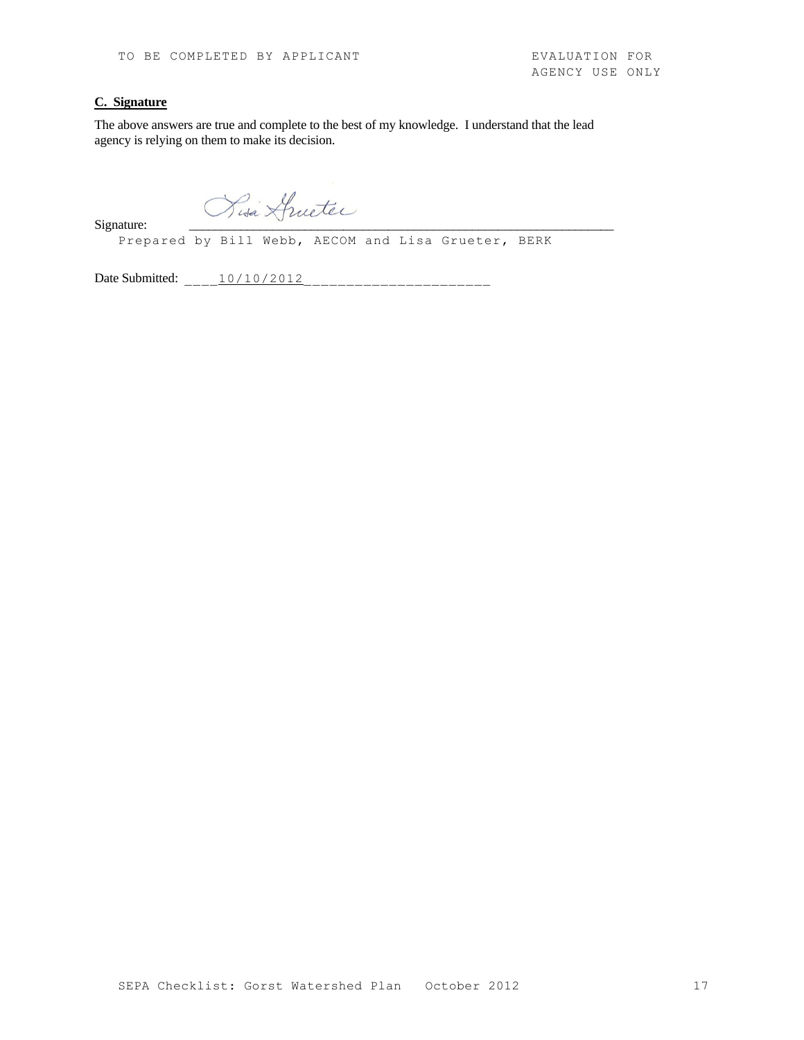TO BE COMPLETED BY APPLICANT | EVALUATION FOR AGENCY USE ONLY

**C. Signature**

The above answers are true and complete to the best of my knowledge. I understand that the lead agency is relying on them to make its decision.

Signature: Lisa Grueter

Prepared by Bill Webb, AECOM and Lisa Grueter, BERK

Date Submitted: 10/10/2012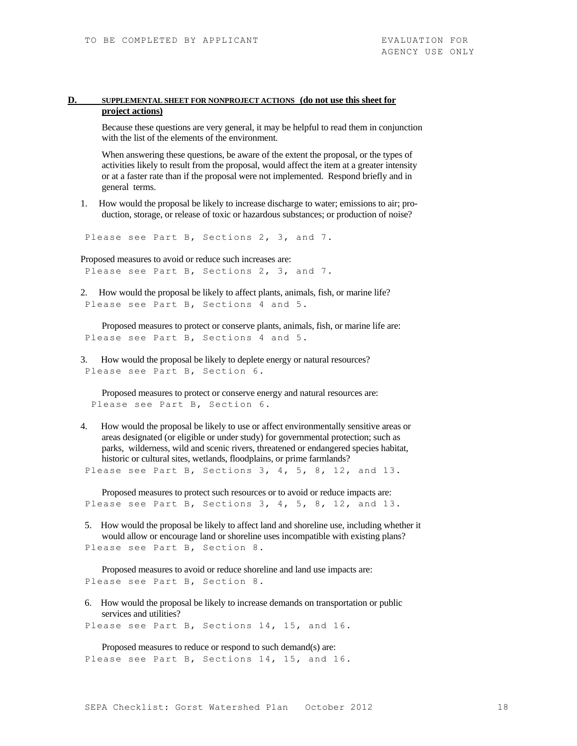TO BE COMPLETED BY APPLICANT | EVALUATION FOR AGENCY USE ONLY

**D. SUPPLEMENTAL SHEET FOR NONPROJECT ACTIONS (do not use this sheet for project actions)**

Because these questions are very general, it may be helpful to read them in conjunction with the list of the elements of the environment.

When answering these questions, be aware of the extent the proposal, or the types of activities likely to result from the proposal, would affect the item at a greater intensity or at a faster rate than if the proposal were not implemented. Respond briefly and in general terms.

1. How would the proposal be likely to increase discharge to water; emissions to air; production, storage, or release of toxic or hazardous substances; or production of noise?

   Please see Part B, Sections 2, 3, and 7.

   Proposed measures to avoid or reduce such increases are:
   Please see Part B, Sections 2, 3, and 7.

2. How would the proposal be likely to affect plants, animals, fish, or marine life?
   Please see Part B, Sections 4 and 5.

   Proposed measures to protect or conserve plants, animals, fish, or marine life are:
   Please see Part B, Sections 4 and 5.

3. How would the proposal be likely to deplete energy or natural resources?
   Please see Part B, Section 6.

   Proposed measures to protect or conserve energy and natural resources are:
   Please see Part B, Section 6.

4. How would the proposal be likely to use or affect environmentally sensitive areas or areas designated (or eligible or under study) for governmental protection; such as parks, wilderness, wild and scenic rivers, threatened or endangered species habitat, historic or cultural sites, wetlands, floodplains, or prime farmlands?
   Please see Part B, Sections 3, 4, 5, 8, 12, and 13.

   Proposed measures to protect such resources or to avoid or reduce impacts are:
   Please see Part B, Sections 3, 4, 5, 8, 12, and 13.

5. How would the proposal be likely to affect land and shoreline use, including whether it would allow or encourage land or shoreline uses incompatible with existing plans?
   Please see Part B, Section 8.

   Proposed measures to avoid or reduce shoreline and land use impacts are:
   Please see Part B, Section 8.

6. How would the proposal be likely to increase demands on transportation or public services and utilities?
   Please see Part B, Sections 14, 15, and 16.

   Proposed measures to reduce or respond to such demand(s) are:
   Please see Part B, Sections 14, 15, and 16.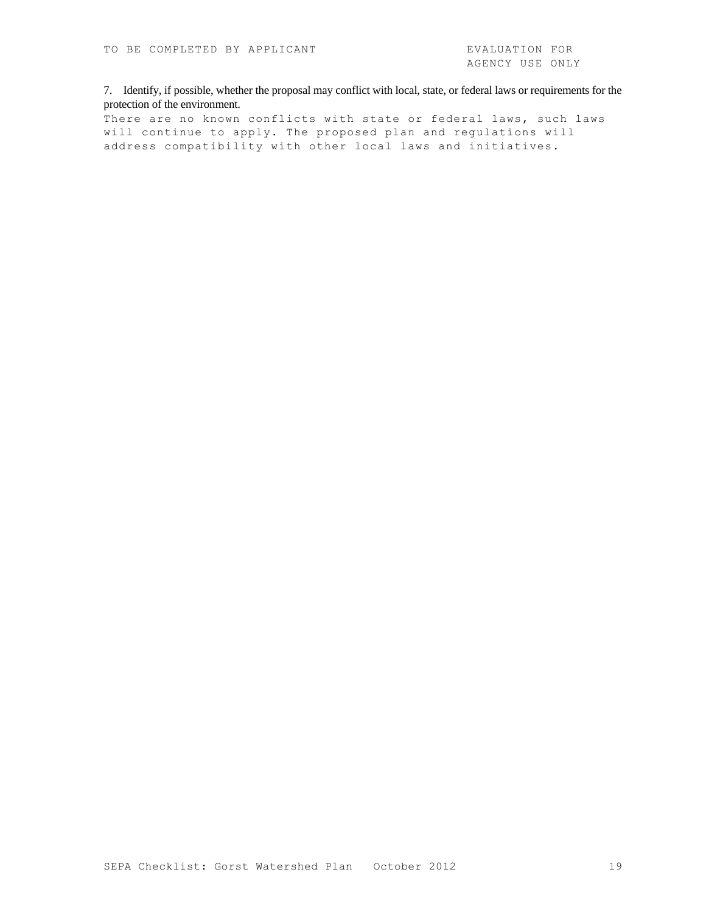TO BE COMPLETED BY APPLICANT | EVALUATION FOR AGENCY USE ONLY

7. Identify, if possible, whether the proposal may conflict with local, state, or federal laws or requirements for the protection of the environment.

There are no known conflicts with state or federal laws, such laws will continue to apply. The proposed plan and regulations will address compatibility with other local laws and initiatives.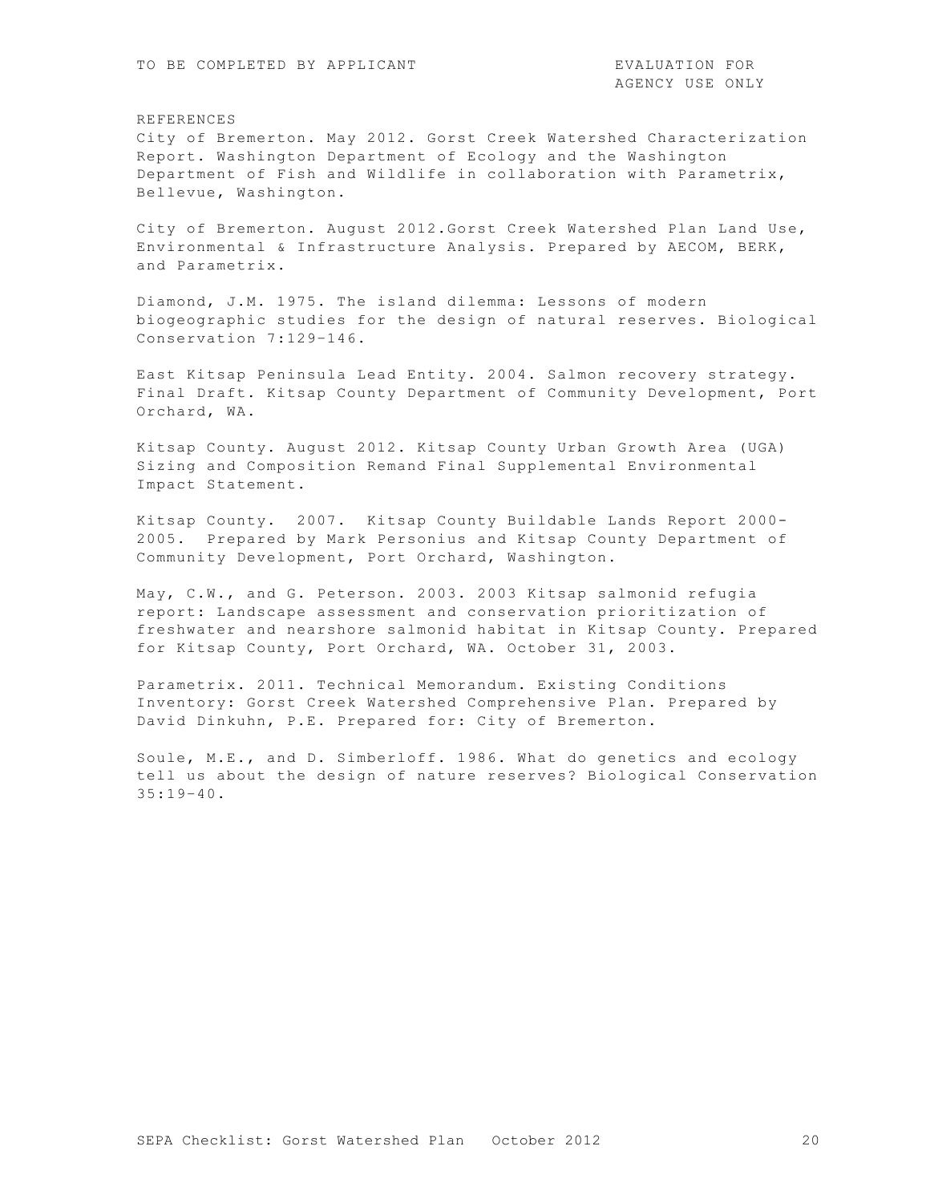TO BE COMPLETED BY APPLICANT EVALUATION FOR AGENCY USE ONLY

## REFERENCES

City of Bremerton. May 2012. Gorst Creek Watershed Characterization Report. Washington Department of Ecology and the Washington Department of Fish and Wildlife in collaboration with Parametrix, Bellevue, Washington.

City of Bremerton. August 2012.Gorst Creek Watershed Plan Land Use, Environmental & Infrastructure Analysis. Prepared by AECOM, BERK, and Parametrix.

Diamond, J.M. 1975. The island dilemma: Lessons of modern biogeographic studies for the design of natural reserves. Biological Conservation 7:129-146.

East Kitsap Peninsula Lead Entity. 2004. Salmon recovery strategy. Final Draft. Kitsap County Department of Community Development, Port Orchard, WA.

Kitsap County. August 2012. Kitsap County Urban Growth Area (UGA) Sizing and Composition Remand Final Supplemental Environmental Impact Statement.

Kitsap County. 2007. Kitsap County Buildable Lands Report 2000-2005. Prepared by Mark Personius and Kitsap County Department of Community Development, Port Orchard, Washington.

May, C.W., and G. Peterson. 2003. 2003 Kitsap salmonid refugia report: Landscape assessment and conservation prioritization of freshwater and nearshore salmonid habitat in Kitsap County. Prepared for Kitsap County, Port Orchard, WA. October 31, 2003.

Parametrix. 2011. Technical Memorandum. Existing Conditions Inventory: Gorst Creek Watershed Comprehensive Plan. Prepared by David Dinkuhn, P.E. Prepared for: City of Bremerton.

Soule, M.E., and D. Simberloff. 1986. What do genetics and ecology tell us about the design of nature reserves? Biological Conservation 35:19-40.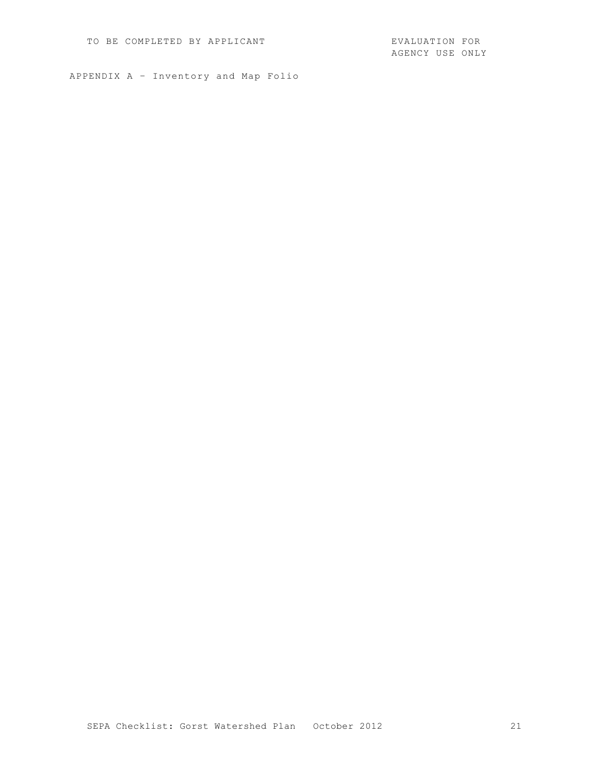TO BE COMPLETED BY APPLICANT

EVALUATION FOR AGENCY USE ONLY

APPENDIX A – Inventory and Map Folio